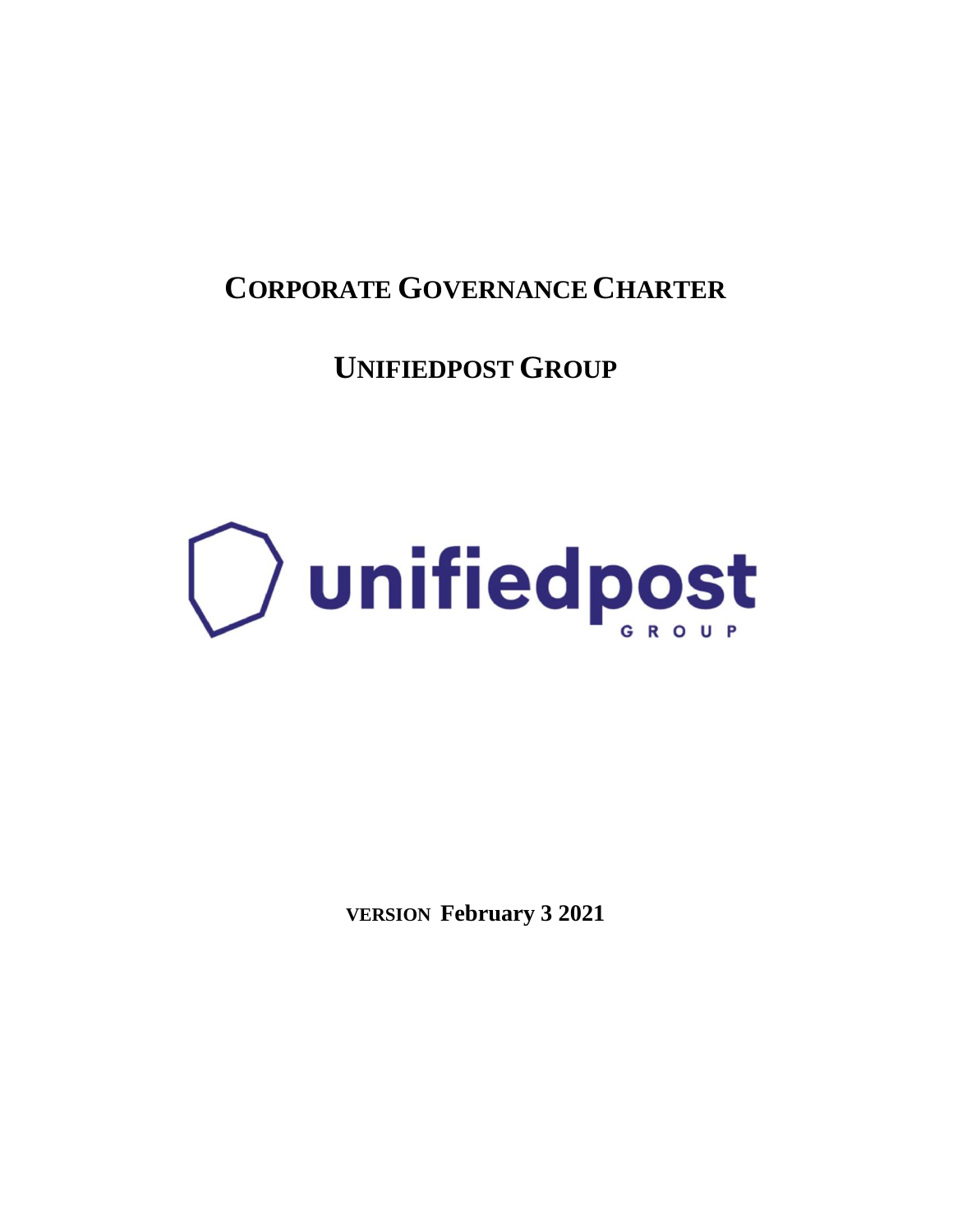# CORPORATE GOVERNANCE CHARTER

# UNIFIEDPOST GROUP

**VERSION February 3 2021**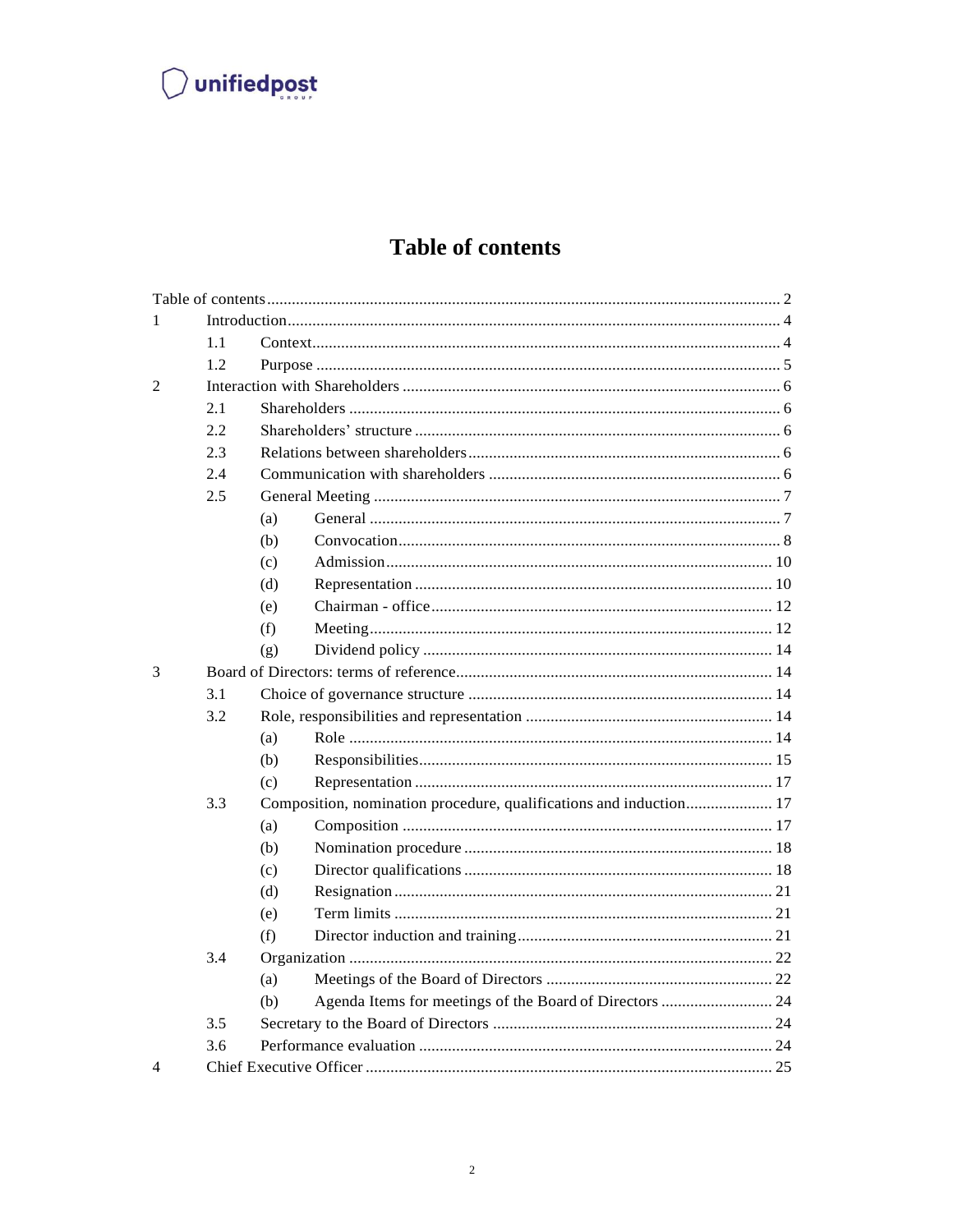# Table of contents

| | | | | |
|---|---|---|---|---|
| Table of contents | | | | 2 |
| 1 | Introduction | | | 4 |
| | 1.1 | Context | | 4 |
| | 1.2 | Purpose | | 5 |
| 2 | Interaction with Shareholders | | | 6 |
| | 2.1 | Shareholders | | 6 |
| | 2.2 | Shareholders' structure | | 6 |
| | 2.3 | Relations between shareholders | | 6 |
| | 2.4 | Communication with shareholders | | 6 |
| | 2.5 | General Meeting | | 7 |
| | | (a) | General | 7 |
| | | (b) | Convocation | 8 |
| | | (c) | Admission | 10 |
| | | (d) | Representation | 10 |
| | | (e) | Chairman - office | 12 |
| | | (f) | Meeting | 12 |
| | | (g) | Dividend policy | 14 |
| 3 | Board of Directors: terms of reference | | | 14 |
| | 3.1 | Choice of governance structure | | 14 |
| | 3.2 | Role, responsibilities and representation | | 14 |
| | | (a) | Role | 14 |
| | | (b) | Responsibilities | 15 |
| | | (c) | Representation | 17 |
| | 3.3 | Composition, nomination procedure, qualifications and induction | | 17 |
| | | (a) | Composition | 17 |
| | | (b) | Nomination procedure | 18 |
| | | (c) | Director qualifications | 18 |
| | | (d) | Resignation | 21 |
| | | (e) | Term limits | 21 |
| | | (f) | Director induction and training | 21 |
| | 3.4 | Organization | | 22 |
| | | (a) | Meetings of the Board of Directors | 22 |
| | | (b) | Agenda Items for meetings of the Board of Directors | 24 |
| | 3.5 | Secretary to the Board of Directors | | 24 |
| | 3.6 | Performance evaluation | | 24 |
| 4 | Chief Executive Officer | | | 25 |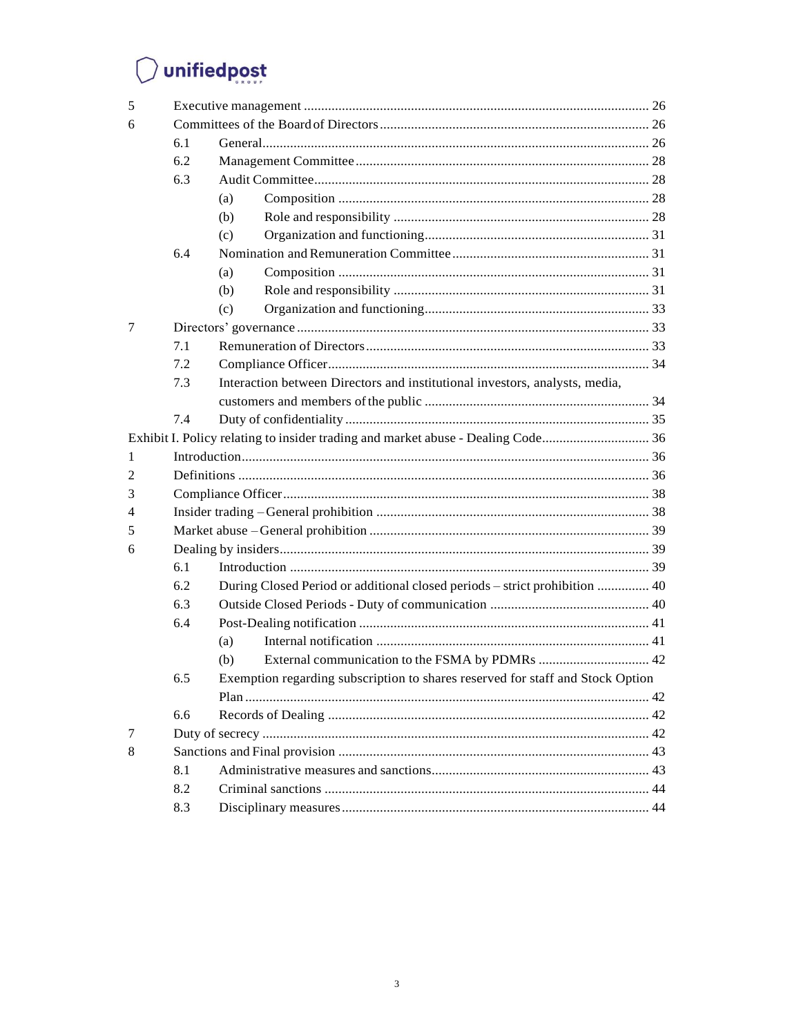| | | | | |
|---|---|---|---|---|
| 5 | Executive management | | | 26 |
| 6 | Committees of the Board of Directors | | | 26 |
| | 6.1 | General | | 26 |
| | 6.2 | Management Committee | | 28 |
| | 6.3 | Audit Committee | | 28 |
| | | (a) | Composition | 28 |
| | | (b) | Role and responsibility | 28 |
| | | (c) | Organization and functioning | 31 |
| | 6.4 | Nomination and Remuneration Committee | | 31 |
| | | (a) | Composition | 31 |
| | | (b) | Role and responsibility | 31 |
| | | (c) | Organization and functioning | 33 |
| 7 | Directors' governance | | | 33 |
| | 7.1 | Remuneration of Directors | | 33 |
| | 7.2 | Compliance Officer | | 34 |
| | 7.3 | Interaction between Directors and institutional investors, analysts, media, customers and members of the public | | 34 |
| | 7.4 | Duty of confidentiality | | 35 |
| Exhibit I. Policy relating to insider trading and market abuse - Dealing Code | | | | 36 |
| 1 | Introduction | | | 36 |
| 2 | Definitions | | | 36 |
| 3 | Compliance Officer | | | 38 |
| 4 | Insider trading – General prohibition | | | 38 |
| 5 | Market abuse – General prohibition | | | 39 |
| 6 | Dealing by insiders | | | 39 |
| | 6.1 | Introduction | | 39 |
| | 6.2 | During Closed Period or additional closed periods – strict prohibition | | 40 |
| | 6.3 | Outside Closed Periods - Duty of communication | | 40 |
| | 6.4 | Post-Dealing notification | | 41 |
| | | (a) | Internal notification | 41 |
| | | (b) | External communication to the FSMA by PDMRs | 42 |
| | 6.5 | Exemption regarding subscription to shares reserved for staff and Stock Option Plan | | 42 |
| | 6.6 | Records of Dealing | | 42 |
| 7 | Duty of secrecy | | | 42 |
| 8 | Sanctions and Final provision | | | 43 |
| | 8.1 | Administrative measures and sanctions | | 43 |
| | 8.2 | Criminal sanctions | | 44 |
| | 8.3 | Disciplinary measures | | 44 |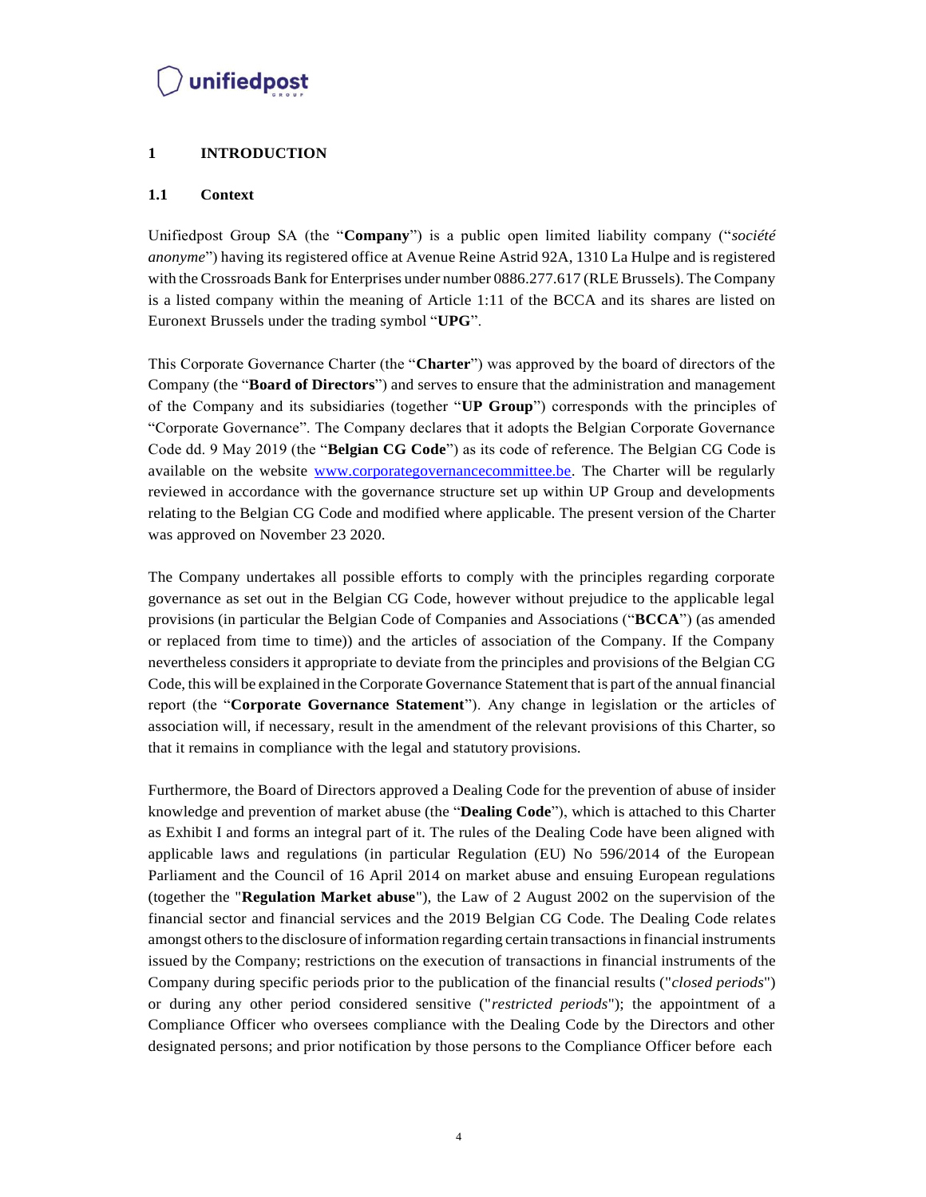# 1 INTRODUCTION

## 1.1 Context

Unifiedpost Group SA (the "**Company**") is a public open limited liability company ("*société anonyme*") having its registered office at Avenue Reine Astrid 92A, 1310 La Hulpe and is registered with the Crossroads Bank for Enterprises under number 0886.277.617 (RLE Brussels). The Company is a listed company within the meaning of Article 1:11 of the BCCA and its shares are listed on Euronext Brussels under the trading symbol "**UPG**".

This Corporate Governance Charter (the "**Charter**") was approved by the board of directors of the Company (the "**Board of Directors**") and serves to ensure that the administration and management of the Company and its subsidiaries (together "**UP Group**") corresponds with the principles of "Corporate Governance". The Company declares that it adopts the Belgian Corporate Governance Code dd. 9 May 2019 (the "**Belgian CG Code**") as its code of reference. The Belgian CG Code is available on the website www.corporategovernancecommittee.be. The Charter will be regularly reviewed in accordance with the governance structure set up within UP Group and developments relating to the Belgian CG Code and modified where applicable. The present version of the Charter was approved on November 23 2020.

The Company undertakes all possible efforts to comply with the principles regarding corporate governance as set out in the Belgian CG Code, however without prejudice to the applicable legal provisions (in particular the Belgian Code of Companies and Associations ("**BCCA**") (as amended or replaced from time to time)) and the articles of association of the Company. If the Company nevertheless considers it appropriate to deviate from the principles and provisions of the Belgian CG Code, this will be explained in the Corporate Governance Statement that is part of the annual financial report (the "**Corporate Governance Statement**"). Any change in legislation or the articles of association will, if necessary, result in the amendment of the relevant provisions of this Charter, so that it remains in compliance with the legal and statutory provisions.

Furthermore, the Board of Directors approved a Dealing Code for the prevention of abuse of insider knowledge and prevention of market abuse (the "**Dealing Code**"), which is attached to this Charter as Exhibit I and forms an integral part of it. The rules of the Dealing Code have been aligned with applicable laws and regulations (in particular Regulation (EU) No 596/2014 of the European Parliament and the Council of 16 April 2014 on market abuse and ensuing European regulations (together the "**Regulation Market abuse**"), the Law of 2 August 2002 on the supervision of the financial sector and financial services and the 2019 Belgian CG Code. The Dealing Code relates amongst others to the disclosure of information regarding certain transactions in financial instruments issued by the Company; restrictions on the execution of transactions in financial instruments of the Company during specific periods prior to the publication of the financial results ("*closed periods*") or during any other period considered sensitive ("*restricted periods*"); the appointment of a Compliance Officer who oversees compliance with the Dealing Code by the Directors and other designated persons; and prior notification by those persons to the Compliance Officer before each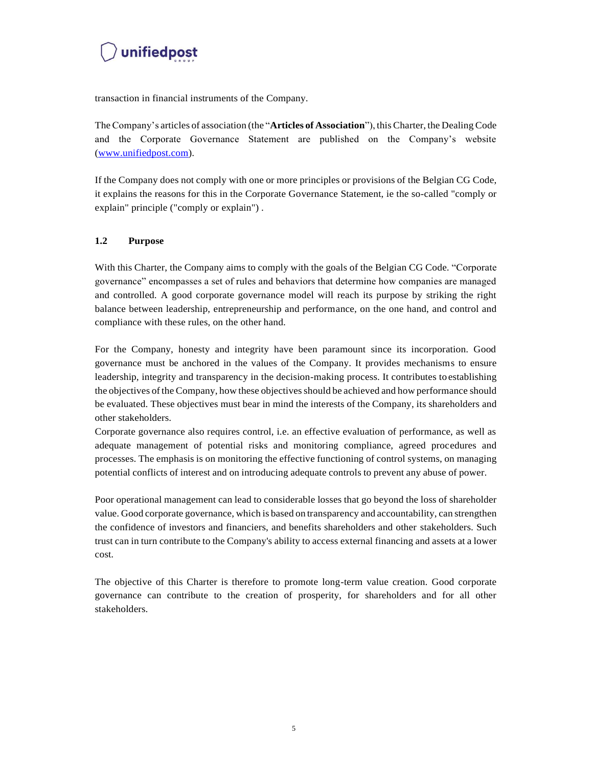transaction in financial instruments of the Company.

The Company's articles of association (the "**Articles of Association**"), this Charter, the Dealing Code and the Corporate Governance Statement are published on the Company's website ([www.unifiedpost.com](www.unifiedpost.com)).

If the Company does not comply with one or more principles or provisions of the Belgian CG Code, it explains the reasons for this in the Corporate Governance Statement, ie the so-called "comply or explain" principle ("comply or explain") .

## 1.2 Purpose

With this Charter, the Company aims to comply with the goals of the Belgian CG Code. "Corporate governance" encompasses a set of rules and behaviors that determine how companies are managed and controlled. A good corporate governance model will reach its purpose by striking the right balance between leadership, entrepreneurship and performance, on the one hand, and control and compliance with these rules, on the other hand.

For the Company, honesty and integrity have been paramount since its incorporation. Good governance must be anchored in the values of the Company. It provides mechanisms to ensure leadership, integrity and transparency in the decision-making process. It contributes to establishing the objectives of the Company, how these objectives should be achieved and how performance should be evaluated. These objectives must bear in mind the interests of the Company, its shareholders and other stakeholders.
Corporate governance also requires control, i.e. an effective evaluation of performance, as well as adequate management of potential risks and monitoring compliance, agreed procedures and processes. The emphasis is on monitoring the effective functioning of control systems, on managing potential conflicts of interest and on introducing adequate controls to prevent any abuse of power.

Poor operational management can lead to considerable losses that go beyond the loss of shareholder value. Good corporate governance, which is based on transparency and accountability, can strengthen the confidence of investors and financiers, and benefits shareholders and other stakeholders. Such trust can in turn contribute to the Company's ability to access external financing and assets at a lower cost.

The objective of this Charter is therefore to promote long-term value creation. Good corporate governance can contribute to the creation of prosperity, for shareholders and for all other stakeholders.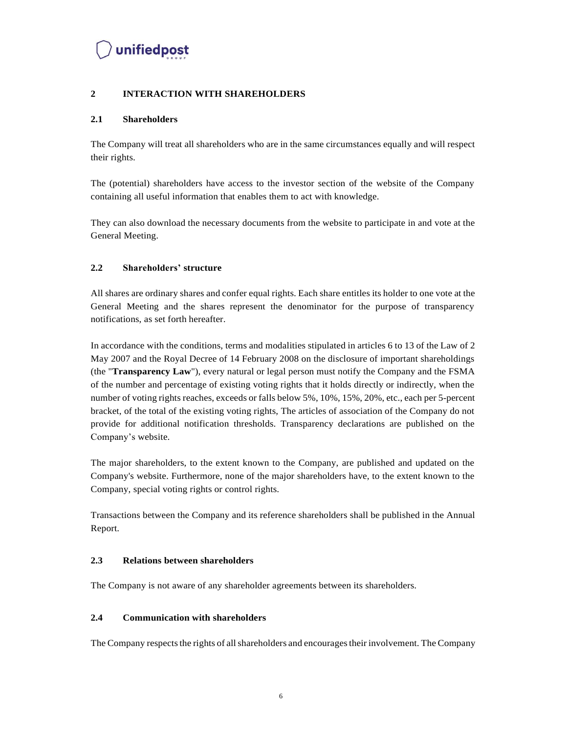## 2 INTERACTION WITH SHAREHOLDERS

### 2.1 Shareholders

The Company will treat all shareholders who are in the same circumstances equally and will respect their rights.

The (potential) shareholders have access to the investor section of the website of the Company containing all useful information that enables them to act with knowledge.

They can also download the necessary documents from the website to participate in and vote at the General Meeting.

### 2.2 Shareholders' structure

All shares are ordinary shares and confer equal rights. Each share entitles its holder to one vote at the General Meeting and the shares represent the denominator for the purpose of transparency notifications, as set forth hereafter.

In accordance with the conditions, terms and modalities stipulated in articles 6 to 13 of the Law of 2 May 2007 and the Royal Decree of 14 February 2008 on the disclosure of important shareholdings (the "**Transparency Law**"), every natural or legal person must notify the Company and the FSMA of the number and percentage of existing voting rights that it holds directly or indirectly, when the number of voting rights reaches, exceeds or falls below 5%, 10%, 15%, 20%, etc., each per 5-percent bracket, of the total of the existing voting rights, The articles of association of the Company do not provide for additional notification thresholds. Transparency declarations are published on the Company's website.

The major shareholders, to the extent known to the Company, are published and updated on the Company's website. Furthermore, none of the major shareholders have, to the extent known to the Company, special voting rights or control rights.

Transactions between the Company and its reference shareholders shall be published in the Annual Report.

### 2.3 Relations between shareholders

The Company is not aware of any shareholder agreements between its shareholders.

### 2.4 Communication with shareholders

The Company respects the rights of all shareholders and encourages their involvement. The Company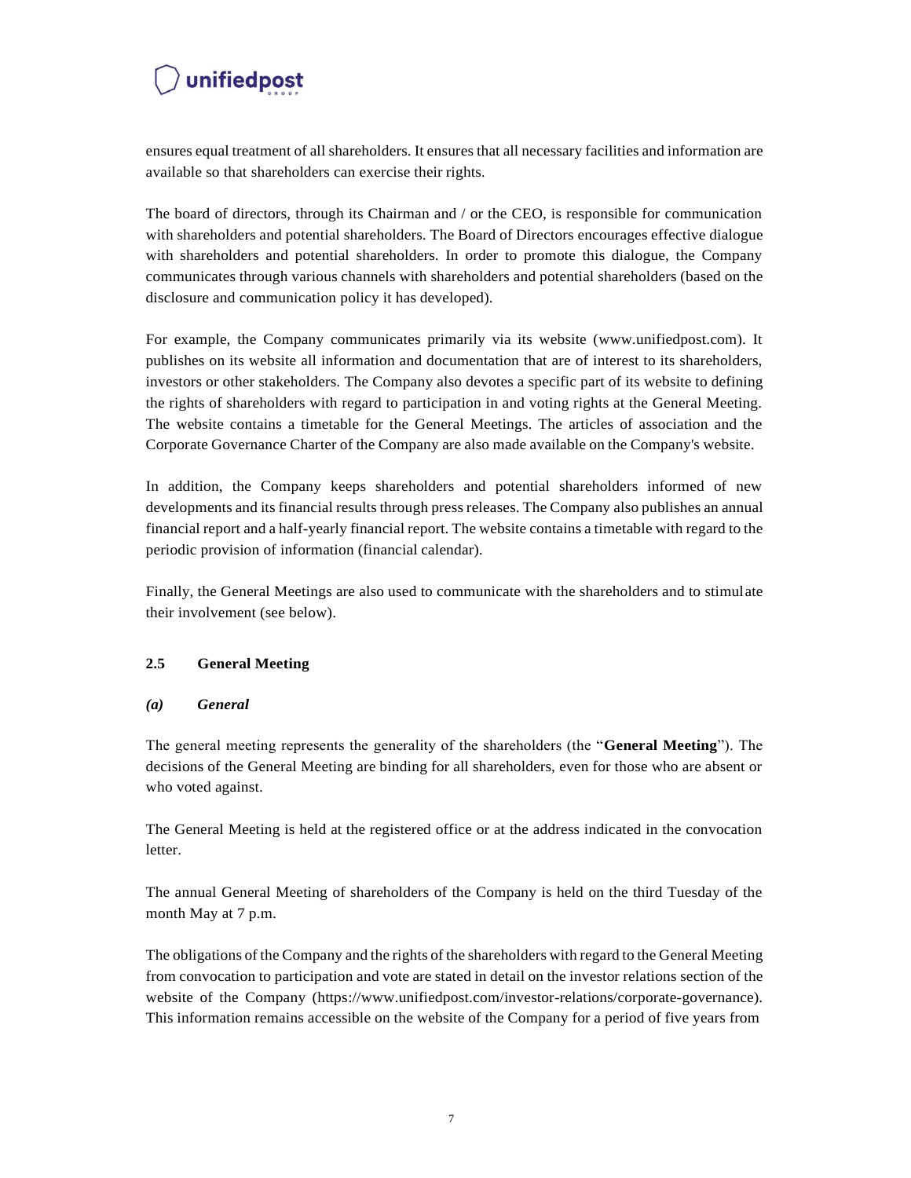ensures equal treatment of all shareholders. It ensures that all necessary facilities and information are available so that shareholders can exercise their rights.

The board of directors, through its Chairman and / or the CEO, is responsible for communication with shareholders and potential shareholders. The Board of Directors encourages effective dialogue with shareholders and potential shareholders. In order to promote this dialogue, the Company communicates through various channels with shareholders and potential shareholders (based on the disclosure and communication policy it has developed).

For example, the Company communicates primarily via its website (www.unifiedpost.com). It publishes on its website all information and documentation that are of interest to its shareholders, investors or other stakeholders. The Company also devotes a specific part of its website to defining the rights of shareholders with regard to participation in and voting rights at the General Meeting. The website contains a timetable for the General Meetings. The articles of association and the Corporate Governance Charter of the Company are also made available on the Company's website.

In addition, the Company keeps shareholders and potential shareholders informed of new developments and its financial results through press releases. The Company also publishes an annual financial report and a half-yearly financial report. The website contains a timetable with regard to the periodic provision of information (financial calendar).

Finally, the General Meetings are also used to communicate with the shareholders and to stimulate their involvement (see below).

## 2.5 General Meeting

### *(a) General*

The general meeting represents the generality of the shareholders (the "**General Meeting**"). The decisions of the General Meeting are binding for all shareholders, even for those who are absent or who voted against.

The General Meeting is held at the registered office or at the address indicated in the convocation letter.

The annual General Meeting of shareholders of the Company is held on the third Tuesday of the month May at 7 p.m.

The obligations of the Company and the rights of the shareholders with regard to the General Meeting from convocation to participation and vote are stated in detail on the investor relations section of the website of the Company (https://www.unifiedpost.com/investor-relations/corporate-governance). This information remains accessible on the website of the Company for a period of five years from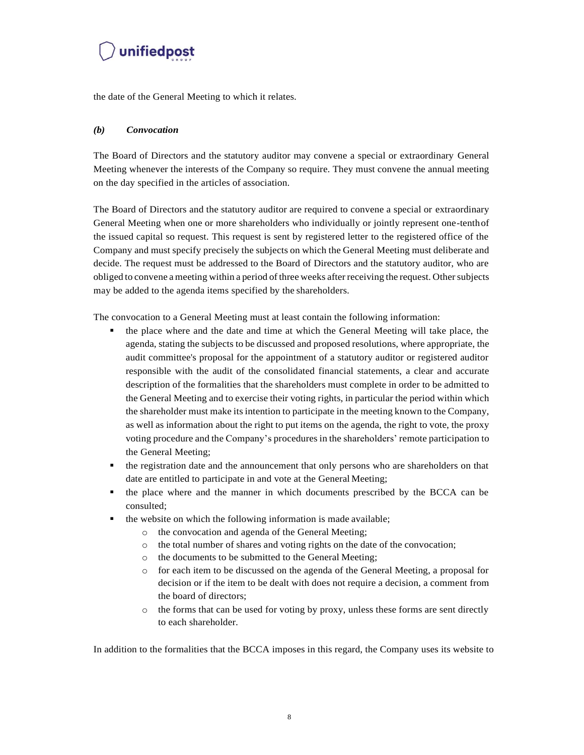the date of the General Meeting to which it relates.

### *(b) Convocation*

The Board of Directors and the statutory auditor may convene a special or extraordinary General Meeting whenever the interests of the Company so require. They must convene the annual meeting on the day specified in the articles of association.

The Board of Directors and the statutory auditor are required to convene a special or extraordinary General Meeting when one or more shareholders who individually or jointly represent one-tenth of the issued capital so request. This request is sent by registered letter to the registered office of the Company and must specify precisely the subjects on which the General Meeting must deliberate and decide. The request must be addressed to the Board of Directors and the statutory auditor, who are obliged to convene a meeting within a period of three weeks after receiving the request. Other subjects may be added to the agenda items specified by the shareholders.

The convocation to a General Meeting must at least contain the following information:

- the place where and the date and time at which the General Meeting will take place, the agenda, stating the subjects to be discussed and proposed resolutions, where appropriate, the audit committee's proposal for the appointment of a statutory auditor or registered auditor responsible with the audit of the consolidated financial statements, a clear and accurate description of the formalities that the shareholders must complete in order to be admitted to the General Meeting and to exercise their voting rights, in particular the period within which the shareholder must make its intention to participate in the meeting known to the Company, as well as information about the right to put items on the agenda, the right to vote, the proxy voting procedure and the Company's procedures in the shareholders' remote participation to the General Meeting;
- the registration date and the announcement that only persons who are shareholders on that date are entitled to participate in and vote at the General Meeting;
- the place where and the manner in which documents prescribed by the BCCA can be consulted;
- the website on which the following information is made available;
  - the convocation and agenda of the General Meeting;
  - the total number of shares and voting rights on the date of the convocation;
  - the documents to be submitted to the General Meeting;
  - for each item to be discussed on the agenda of the General Meeting, a proposal for decision or if the item to be dealt with does not require a decision, a comment from the board of directors;
  - the forms that can be used for voting by proxy, unless these forms are sent directly to each shareholder.

In addition to the formalities that the BCCA imposes in this regard, the Company uses its website to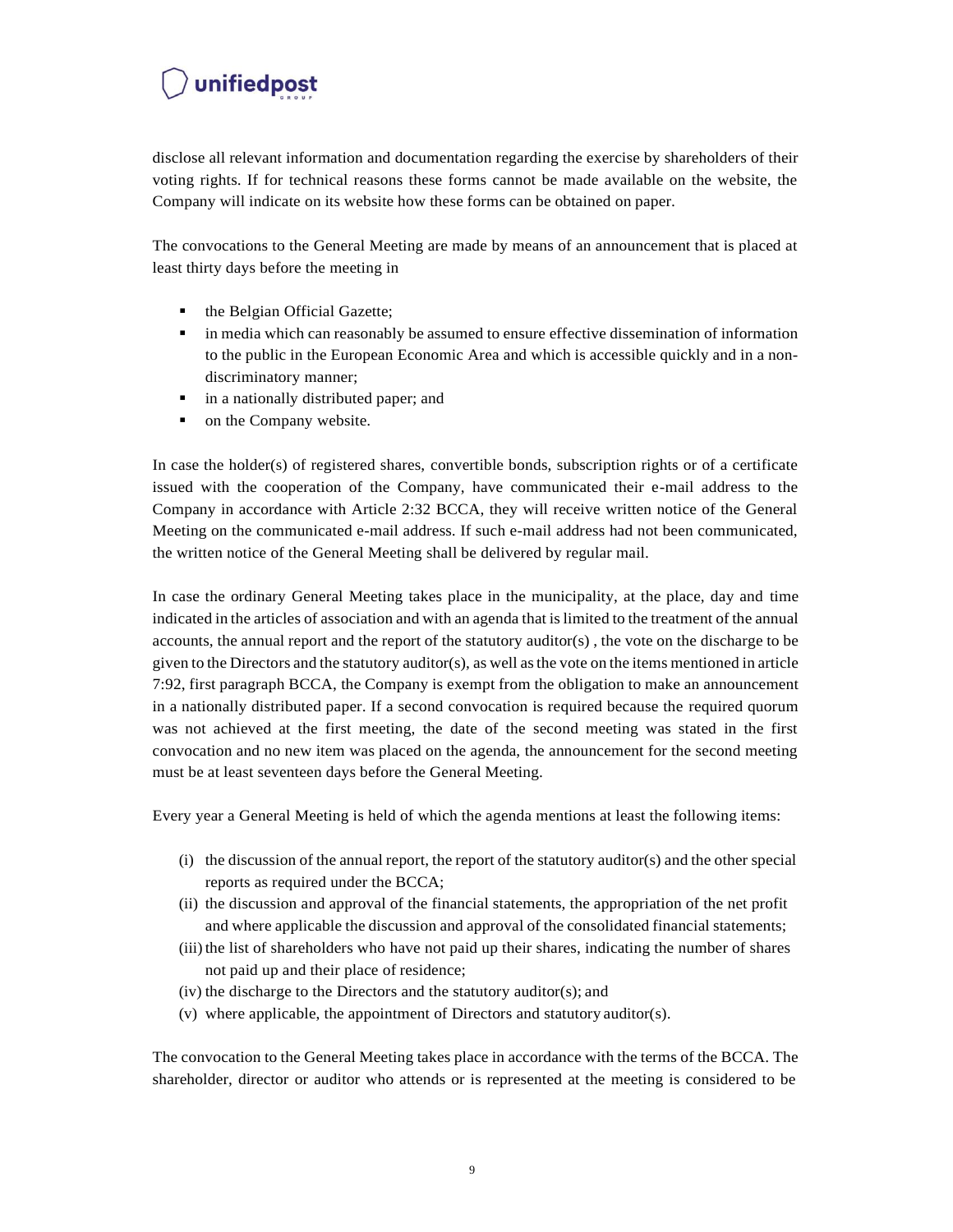disclose all relevant information and documentation regarding the exercise by shareholders of their voting rights. If for technical reasons these forms cannot be made available on the website, the Company will indicate on its website how these forms can be obtained on paper.

The convocations to the General Meeting are made by means of an announcement that is placed at least thirty days before the meeting in

- the Belgian Official Gazette;
- in media which can reasonably be assumed to ensure effective dissemination of information to the public in the European Economic Area and which is accessible quickly and in a non-discriminatory manner;
- in a nationally distributed paper; and
- on the Company website.

In case the holder(s) of registered shares, convertible bonds, subscription rights or of a certificate issued with the cooperation of the Company, have communicated their e-mail address to the Company in accordance with Article 2:32 BCCA, they will receive written notice of the General Meeting on the communicated e-mail address. If such e-mail address had not been communicated, the written notice of the General Meeting shall be delivered by regular mail.

In case the ordinary General Meeting takes place in the municipality, at the place, day and time indicated in the articles of association and with an agenda that is limited to the treatment of the annual accounts, the annual report and the report of the statutory auditor(s) , the vote on the discharge to be given to the Directors and the statutory auditor(s), as well as the vote on the items mentioned in article 7:92, first paragraph BCCA, the Company is exempt from the obligation to make an announcement in a nationally distributed paper. If a second convocation is required because the required quorum was not achieved at the first meeting, the date of the second meeting was stated in the first convocation and no new item was placed on the agenda, the announcement for the second meeting must be at least seventeen days before the General Meeting.

Every year a General Meeting is held of which the agenda mentions at least the following items:

(i) the discussion of the annual report, the report of the statutory auditor(s) and the other special reports as required under the BCCA;
(ii) the discussion and approval of the financial statements, the appropriation of the net profit and where applicable the discussion and approval of the consolidated financial statements;
(iii) the list of shareholders who have not paid up their shares, indicating the number of shares not paid up and their place of residence;
(iv) the discharge to the Directors and the statutory auditor(s); and
(v) where applicable, the appointment of Directors and statutory auditor(s).

The convocation to the General Meeting takes place in accordance with the terms of the BCCA. The shareholder, director or auditor who attends or is represented at the meeting is considered to be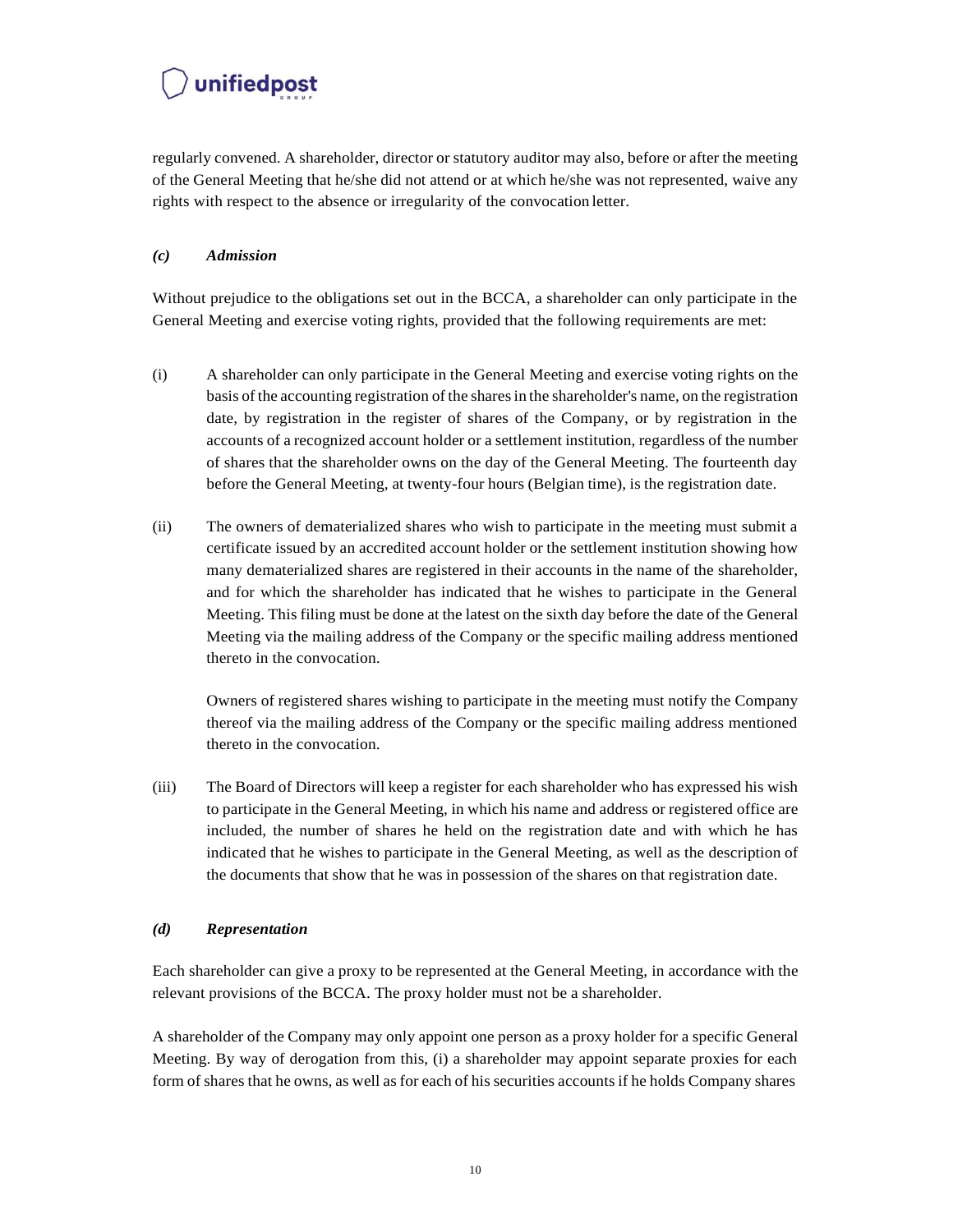regularly convened. A shareholder, director or statutory auditor may also, before or after the meeting of the General Meeting that he/she did not attend or at which he/she was not represented, waive any rights with respect to the absence or irregularity of the convocation letter.

### *(c) Admission*

Without prejudice to the obligations set out in the BCCA, a shareholder can only participate in the General Meeting and exercise voting rights, provided that the following requirements are met:

(i) A shareholder can only participate in the General Meeting and exercise voting rights on the basis of the accounting registration of the shares in the shareholder's name, on the registration date, by registration in the register of shares of the Company, or by registration in the accounts of a recognized account holder or a settlement institution, regardless of the number of shares that the shareholder owns on the day of the General Meeting. The fourteenth day before the General Meeting, at twenty-four hours (Belgian time), is the registration date.

(ii) The owners of dematerialized shares who wish to participate in the meeting must submit a certificate issued by an accredited account holder or the settlement institution showing how many dematerialized shares are registered in their accounts in the name of the shareholder, and for which the shareholder has indicated that he wishes to participate in the General Meeting. This filing must be done at the latest on the sixth day before the date of the General Meeting via the mailing address of the Company or the specific mailing address mentioned thereto in the convocation.

Owners of registered shares wishing to participate in the meeting must notify the Company thereof via the mailing address of the Company or the specific mailing address mentioned thereto in the convocation.

(iii) The Board of Directors will keep a register for each shareholder who has expressed his wish to participate in the General Meeting, in which his name and address or registered office are included, the number of shares he held on the registration date and with which he has indicated that he wishes to participate in the General Meeting, as well as the description of the documents that show that he was in possession of the shares on that registration date.

### *(d) Representation*

Each shareholder can give a proxy to be represented at the General Meeting, in accordance with the relevant provisions of the BCCA. The proxy holder must not be a shareholder.

A shareholder of the Company may only appoint one person as a proxy holder for a specific General Meeting. By way of derogation from this, (i) a shareholder may appoint separate proxies for each form of shares that he owns, as well as for each of his securities accounts if he holds Company shares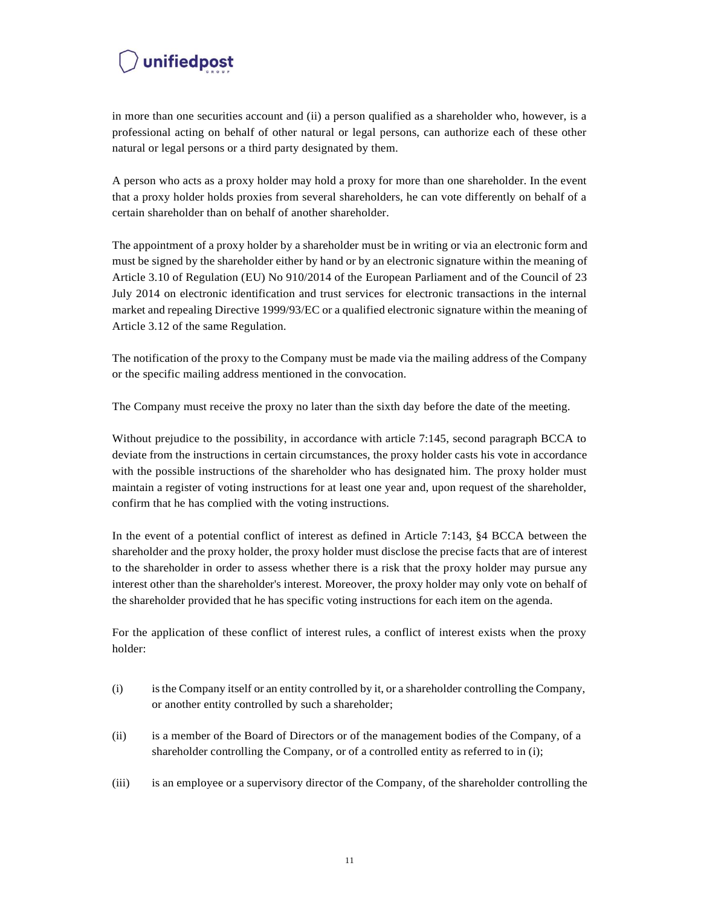in more than one securities account and (ii) a person qualified as a shareholder who, however, is a professional acting on behalf of other natural or legal persons, can authorize each of these other natural or legal persons or a third party designated by them.

A person who acts as a proxy holder may hold a proxy for more than one shareholder. In the event that a proxy holder holds proxies from several shareholders, he can vote differently on behalf of a certain shareholder than on behalf of another shareholder.

The appointment of a proxy holder by a shareholder must be in writing or via an electronic form and must be signed by the shareholder either by hand or by an electronic signature within the meaning of Article 3.10 of Regulation (EU) No 910/2014 of the European Parliament and of the Council of 23 July 2014 on electronic identification and trust services for electronic transactions in the internal market and repealing Directive 1999/93/EC or a qualified electronic signature within the meaning of Article 3.12 of the same Regulation.

The notification of the proxy to the Company must be made via the mailing address of the Company or the specific mailing address mentioned in the convocation.

The Company must receive the proxy no later than the sixth day before the date of the meeting.

Without prejudice to the possibility, in accordance with article 7:145, second paragraph BCCA to deviate from the instructions in certain circumstances, the proxy holder casts his vote in accordance with the possible instructions of the shareholder who has designated him. The proxy holder must maintain a register of voting instructions for at least one year and, upon request of the shareholder, confirm that he has complied with the voting instructions.

In the event of a potential conflict of interest as defined in Article 7:143, §4 BCCA between the shareholder and the proxy holder, the proxy holder must disclose the precise facts that are of interest to the shareholder in order to assess whether there is a risk that the proxy holder may pursue any interest other than the shareholder's interest. Moreover, the proxy holder may only vote on behalf of the shareholder provided that he has specific voting instructions for each item on the agenda.

For the application of these conflict of interest rules, a conflict of interest exists when the proxy holder:

(i) is the Company itself or an entity controlled by it, or a shareholder controlling the Company, or another entity controlled by such a shareholder;

(ii) is a member of the Board of Directors or of the management bodies of the Company, of a shareholder controlling the Company, or of a controlled entity as referred to in (i);

(iii) is an employee or a supervisory director of the Company, of the shareholder controlling the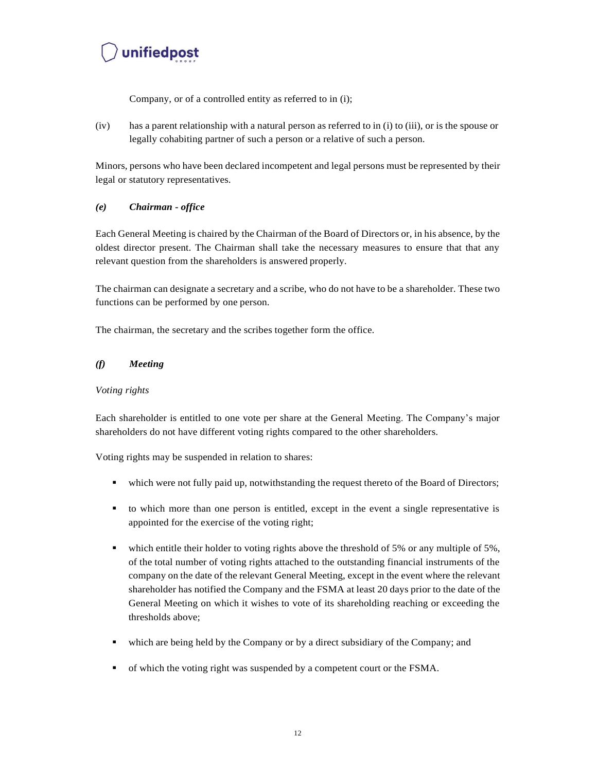Company, or of a controlled entity as referred to in (i);

(iv) has a parent relationship with a natural person as referred to in (i) to (iii), or is the spouse or legally cohabiting partner of such a person or a relative of such a person.

Minors, persons who have been declared incompetent and legal persons must be represented by their legal or statutory representatives.

### *(e) Chairman - office*

Each General Meeting is chaired by the Chairman of the Board of Directors or, in his absence, by the oldest director present. The Chairman shall take the necessary measures to ensure that that any relevant question from the shareholders is answered properly.

The chairman can designate a secretary and a scribe, who do not have to be a shareholder. These two functions can be performed by one person.

The chairman, the secretary and the scribes together form the office.

### *(f) Meeting*

*Voting rights*

Each shareholder is entitled to one vote per share at the General Meeting. The Company's major shareholders do not have different voting rights compared to the other shareholders.

Voting rights may be suspended in relation to shares:

- which were not fully paid up, notwithstanding the request thereto of the Board of Directors;
- to which more than one person is entitled, except in the event a single representative is appointed for the exercise of the voting right;
- which entitle their holder to voting rights above the threshold of 5% or any multiple of 5%, of the total number of voting rights attached to the outstanding financial instruments of the company on the date of the relevant General Meeting, except in the event where the relevant shareholder has notified the Company and the FSMA at least 20 days prior to the date of the General Meeting on which it wishes to vote of its shareholding reaching or exceeding the thresholds above;
- which are being held by the Company or by a direct subsidiary of the Company; and
- of which the voting right was suspended by a competent court or the FSMA.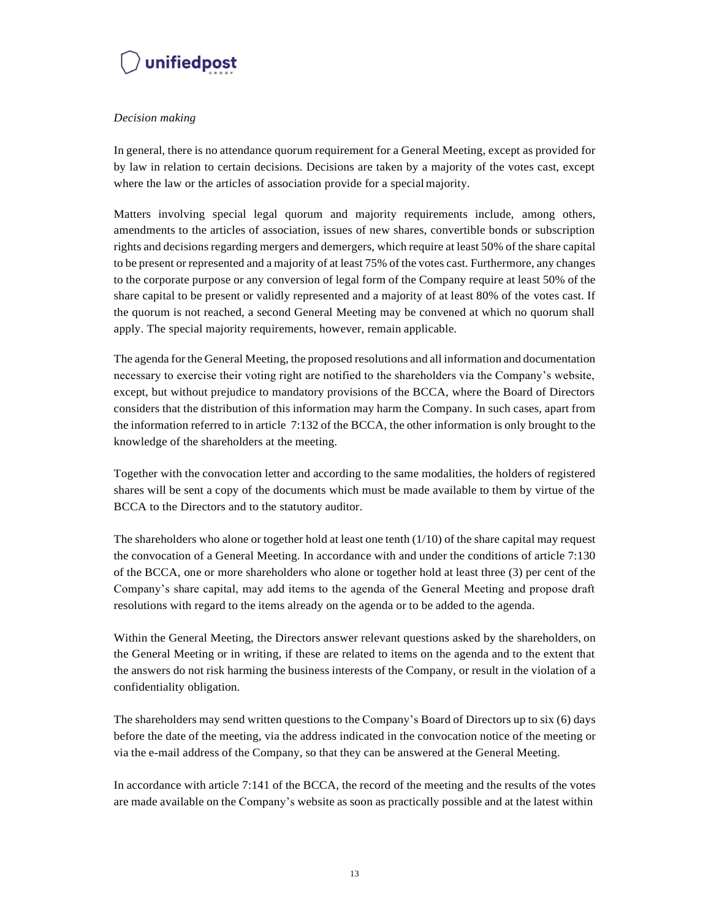*Decision making*

In general, there is no attendance quorum requirement for a General Meeting, except as provided for by law in relation to certain decisions. Decisions are taken by a majority of the votes cast, except where the law or the articles of association provide for a special majority.

Matters involving special legal quorum and majority requirements include, among others, amendments to the articles of association, issues of new shares, convertible bonds or subscription rights and decisions regarding mergers and demergers, which require at least 50% of the share capital to be present or represented and a majority of at least 75% of the votes cast. Furthermore, any changes to the corporate purpose or any conversion of legal form of the Company require at least 50% of the share capital to be present or validly represented and a majority of at least 80% of the votes cast. If the quorum is not reached, a second General Meeting may be convened at which no quorum shall apply. The special majority requirements, however, remain applicable.

The agenda for the General Meeting, the proposed resolutions and all information and documentation necessary to exercise their voting right are notified to the shareholders via the Company's website, except, but without prejudice to mandatory provisions of the BCCA, where the Board of Directors considers that the distribution of this information may harm the Company. In such cases, apart from the information referred to in article 7:132 of the BCCA, the other information is only brought to the knowledge of the shareholders at the meeting.

Together with the convocation letter and according to the same modalities, the holders of registered shares will be sent a copy of the documents which must be made available to them by virtue of the BCCA to the Directors and to the statutory auditor.

The shareholders who alone or together hold at least one tenth (1/10) of the share capital may request the convocation of a General Meeting. In accordance with and under the conditions of article 7:130 of the BCCA, one or more shareholders who alone or together hold at least three (3) per cent of the Company's share capital, may add items to the agenda of the General Meeting and propose draft resolutions with regard to the items already on the agenda or to be added to the agenda.

Within the General Meeting, the Directors answer relevant questions asked by the shareholders, on the General Meeting or in writing, if these are related to items on the agenda and to the extent that the answers do not risk harming the business interests of the Company, or result in the violation of a confidentiality obligation.

The shareholders may send written questions to the Company's Board of Directors up to six (6) days before the date of the meeting, via the address indicated in the convocation notice of the meeting or via the e-mail address of the Company, so that they can be answered at the General Meeting.

In accordance with article 7:141 of the BCCA, the record of the meeting and the results of the votes are made available on the Company's website as soon as practically possible and at the latest within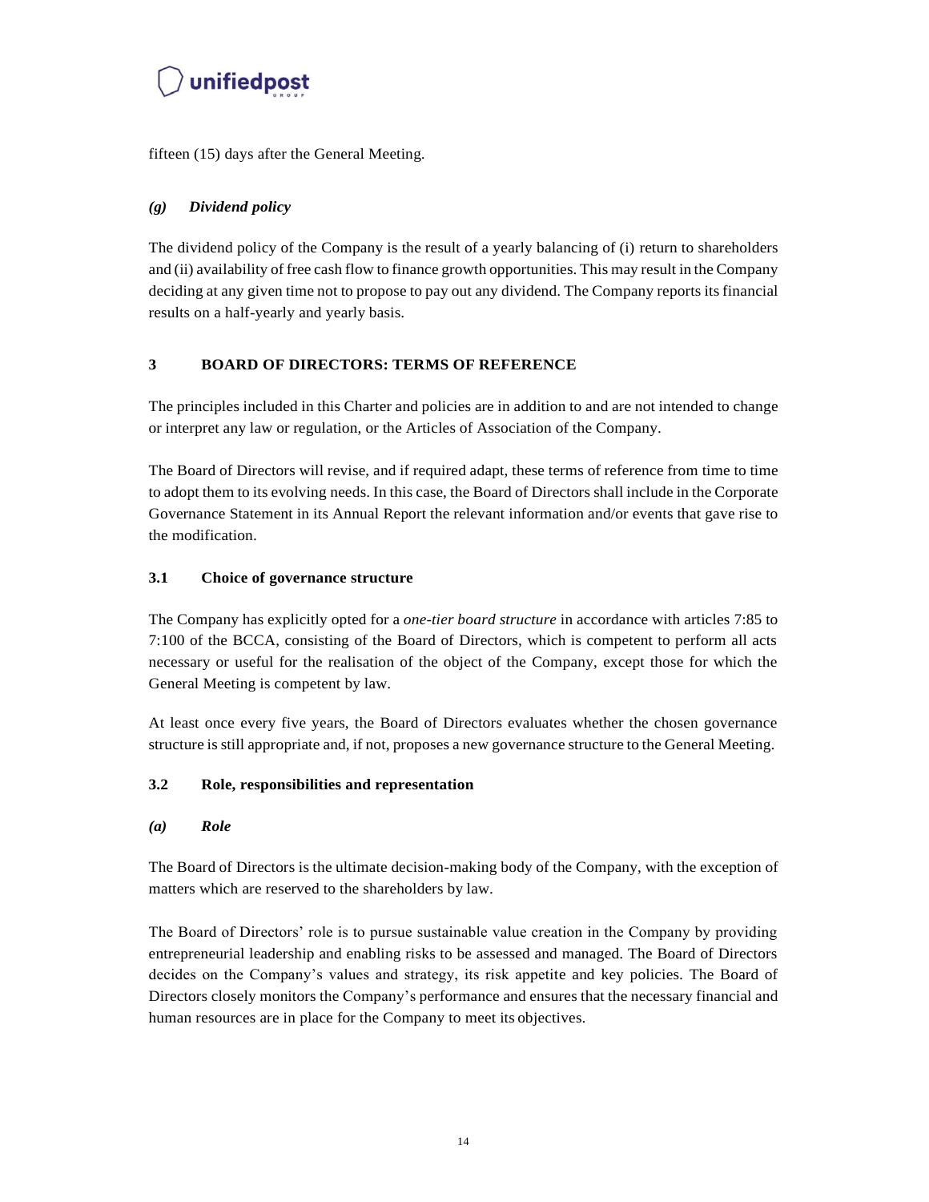fifteen (15) days after the General Meeting.

### *(g) Dividend policy*

The dividend policy of the Company is the result of a yearly balancing of (i) return to shareholders and (ii) availability of free cash flow to finance growth opportunities. This may result in the Company deciding at any given time not to propose to pay out any dividend. The Company reports its financial results on a half-yearly and yearly basis.

## 3 BOARD OF DIRECTORS: TERMS OF REFERENCE

The principles included in this Charter and policies are in addition to and are not intended to change or interpret any law or regulation, or the Articles of Association of the Company.

The Board of Directors will revise, and if required adapt, these terms of reference from time to time to adopt them to its evolving needs. In this case, the Board of Directors shall include in the Corporate Governance Statement in its Annual Report the relevant information and/or events that gave rise to the modification.

### 3.1 Choice of governance structure

The Company has explicitly opted for a *one-tier board structure* in accordance with articles 7:85 to 7:100 of the BCCA, consisting of the Board of Directors, which is competent to perform all acts necessary or useful for the realisation of the object of the Company, except those for which the General Meeting is competent by law.

At least once every five years, the Board of Directors evaluates whether the chosen governance structure is still appropriate and, if not, proposes a new governance structure to the General Meeting.

### 3.2 Role, responsibilities and representation

#### *(a) Role*

The Board of Directors is the ultimate decision-making body of the Company, with the exception of matters which are reserved to the shareholders by law.

The Board of Directors' role is to pursue sustainable value creation in the Company by providing entrepreneurial leadership and enabling risks to be assessed and managed. The Board of Directors decides on the Company's values and strategy, its risk appetite and key policies. The Board of Directors closely monitors the Company's performance and ensures that the necessary financial and human resources are in place for the Company to meet its objectives.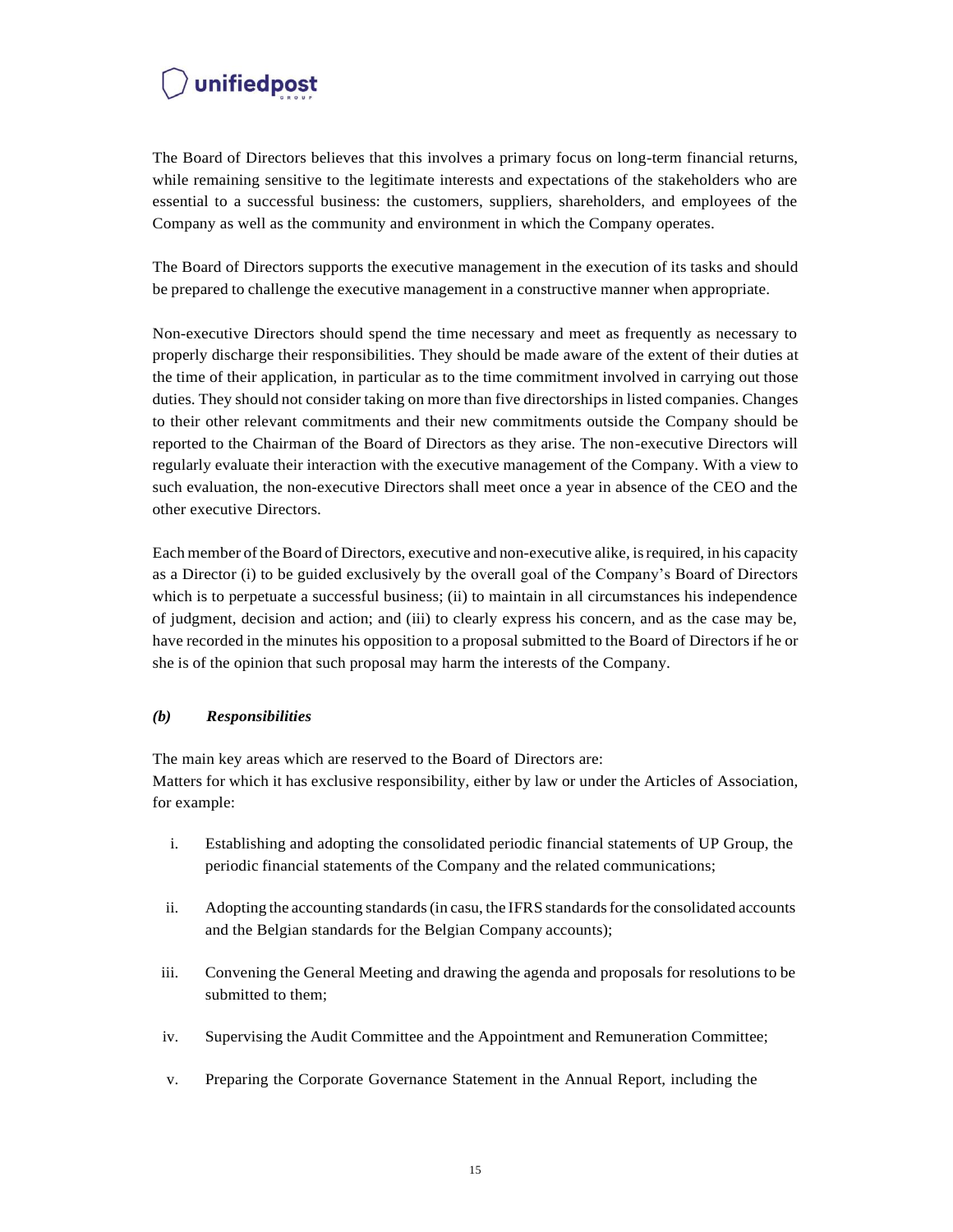The Board of Directors believes that this involves a primary focus on long-term financial returns, while remaining sensitive to the legitimate interests and expectations of the stakeholders who are essential to a successful business: the customers, suppliers, shareholders, and employees of the Company as well as the community and environment in which the Company operates.

The Board of Directors supports the executive management in the execution of its tasks and should be prepared to challenge the executive management in a constructive manner when appropriate.

Non-executive Directors should spend the time necessary and meet as frequently as necessary to properly discharge their responsibilities. They should be made aware of the extent of their duties at the time of their application, in particular as to the time commitment involved in carrying out those duties. They should not consider taking on more than five directorships in listed companies. Changes to their other relevant commitments and their new commitments outside the Company should be reported to the Chairman of the Board of Directors as they arise. The non-executive Directors will regularly evaluate their interaction with the executive management of the Company. With a view to such evaluation, the non-executive Directors shall meet once a year in absence of the CEO and the other executive Directors.

Each member of the Board of Directors, executive and non-executive alike, is required, in his capacity as a Director (i) to be guided exclusively by the overall goal of the Company's Board of Directors which is to perpetuate a successful business; (ii) to maintain in all circumstances his independence of judgment, decision and action; and (iii) to clearly express his concern, and as the case may be, have recorded in the minutes his opposition to a proposal submitted to the Board of Directors if he or she is of the opinion that such proposal may harm the interests of the Company.

### *(b) Responsibilities*

The main key areas which are reserved to the Board of Directors are:
Matters for which it has exclusive responsibility, either by law or under the Articles of Association, for example:

i. Establishing and adopting the consolidated periodic financial statements of UP Group, the periodic financial statements of the Company and the related communications;

ii. Adopting the accounting standards (in casu, the IFRS standards for the consolidated accounts and the Belgian standards for the Belgian Company accounts);

iii. Convening the General Meeting and drawing the agenda and proposals for resolutions to be submitted to them;

iv. Supervising the Audit Committee and the Appointment and Remuneration Committee;

v. Preparing the Corporate Governance Statement in the Annual Report, including the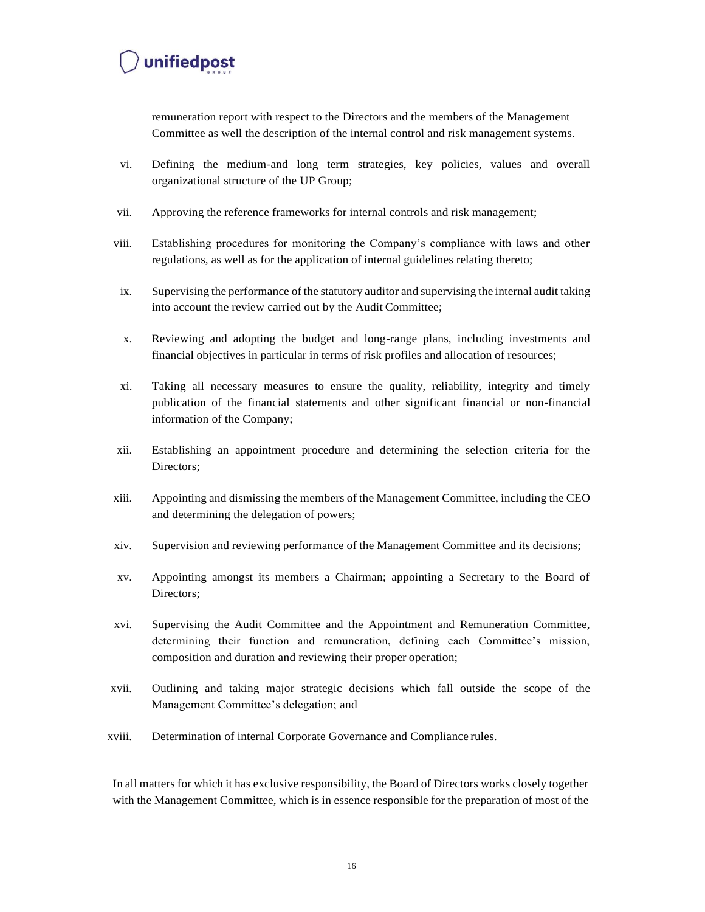remuneration report with respect to the Directors and the members of the Management Committee as well the description of the internal control and risk management systems.

vi. Defining the medium-and long term strategies, key policies, values and overall organizational structure of the UP Group;

vii. Approving the reference frameworks for internal controls and risk management;

viii. Establishing procedures for monitoring the Company's compliance with laws and other regulations, as well as for the application of internal guidelines relating thereto;

ix. Supervising the performance of the statutory auditor and supervising the internal audit taking into account the review carried out by the Audit Committee;

x. Reviewing and adopting the budget and long-range plans, including investments and financial objectives in particular in terms of risk profiles and allocation of resources;

xi. Taking all necessary measures to ensure the quality, reliability, integrity and timely publication of the financial statements and other significant financial or non-financial information of the Company;

xii. Establishing an appointment procedure and determining the selection criteria for the Directors;

xiii. Appointing and dismissing the members of the Management Committee, including the CEO and determining the delegation of powers;

xiv. Supervision and reviewing performance of the Management Committee and its decisions;

xv. Appointing amongst its members a Chairman; appointing a Secretary to the Board of Directors;

xvi. Supervising the Audit Committee and the Appointment and Remuneration Committee, determining their function and remuneration, defining each Committee's mission, composition and duration and reviewing their proper operation;

xvii. Outlining and taking major strategic decisions which fall outside the scope of the Management Committee's delegation; and

xviii. Determination of internal Corporate Governance and Compliance rules.

In all matters for which it has exclusive responsibility, the Board of Directors works closely together with the Management Committee, which is in essence responsible for the preparation of most of the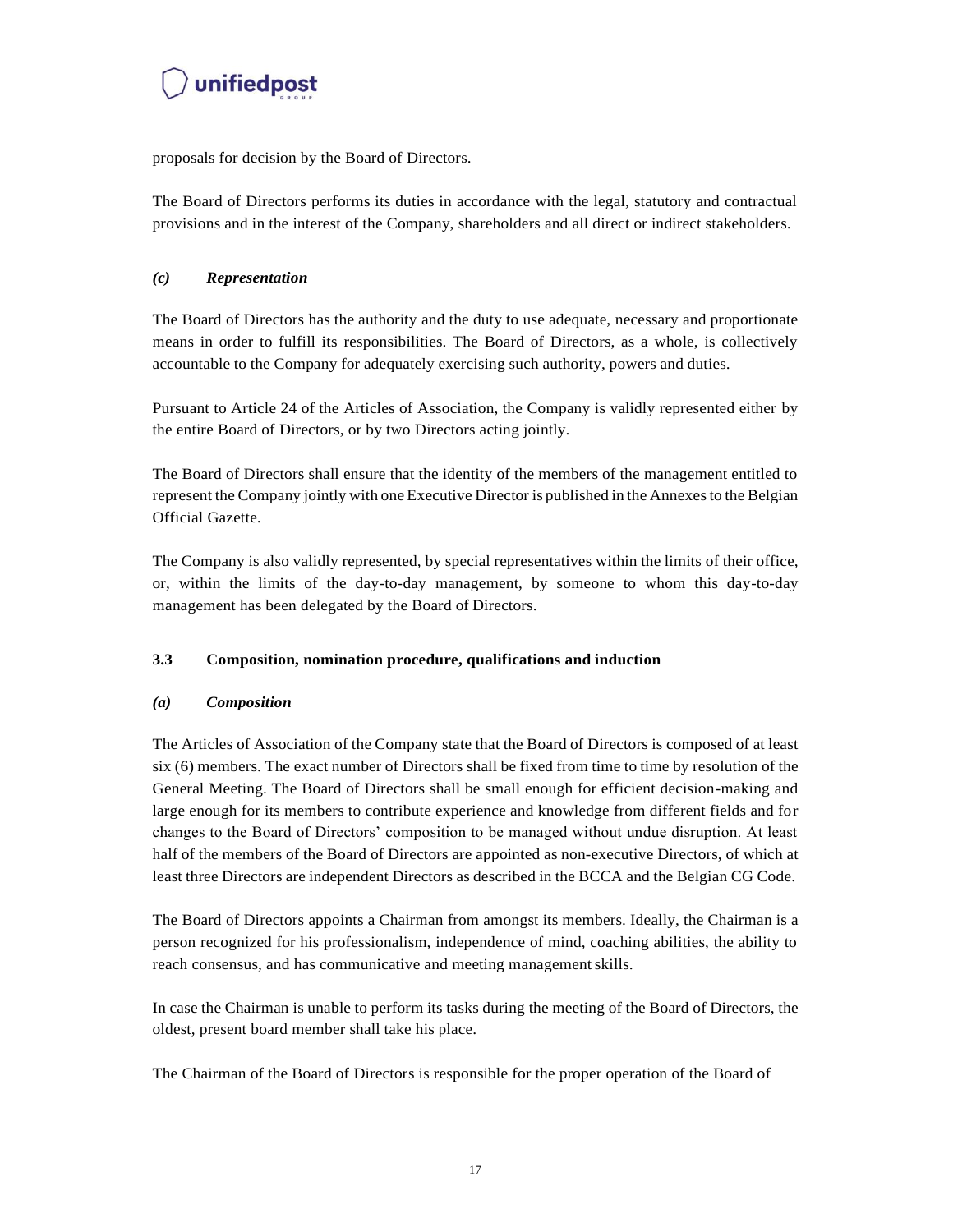proposals for decision by the Board of Directors.

The Board of Directors performs its duties in accordance with the legal, statutory and contractual provisions and in the interest of the Company, shareholders and all direct or indirect stakeholders.

### *(c) Representation*

The Board of Directors has the authority and the duty to use adequate, necessary and proportionate means in order to fulfill its responsibilities. The Board of Directors, as a whole, is collectively accountable to the Company for adequately exercising such authority, powers and duties.

Pursuant to Article 24 of the Articles of Association, the Company is validly represented either by the entire Board of Directors, or by two Directors acting jointly.

The Board of Directors shall ensure that the identity of the members of the management entitled to represent the Company jointly with one Executive Director is published in the Annexes to the Belgian Official Gazette.

The Company is also validly represented, by special representatives within the limits of their office, or, within the limits of the day-to-day management, by someone to whom this day-to-day management has been delegated by the Board of Directors.

## 3.3 Composition, nomination procedure, qualifications and induction

### *(a) Composition*

The Articles of Association of the Company state that the Board of Directors is composed of at least six (6) members. The exact number of Directors shall be fixed from time to time by resolution of the General Meeting. The Board of Directors shall be small enough for efficient decision-making and large enough for its members to contribute experience and knowledge from different fields and for changes to the Board of Directors' composition to be managed without undue disruption. At least half of the members of the Board of Directors are appointed as non-executive Directors, of which at least three Directors are independent Directors as described in the BCCA and the Belgian CG Code.

The Board of Directors appoints a Chairman from amongst its members. Ideally, the Chairman is a person recognized for his professionalism, independence of mind, coaching abilities, the ability to reach consensus, and has communicative and meeting management skills.

In case the Chairman is unable to perform its tasks during the meeting of the Board of Directors, the oldest, present board member shall take his place.

The Chairman of the Board of Directors is responsible for the proper operation of the Board of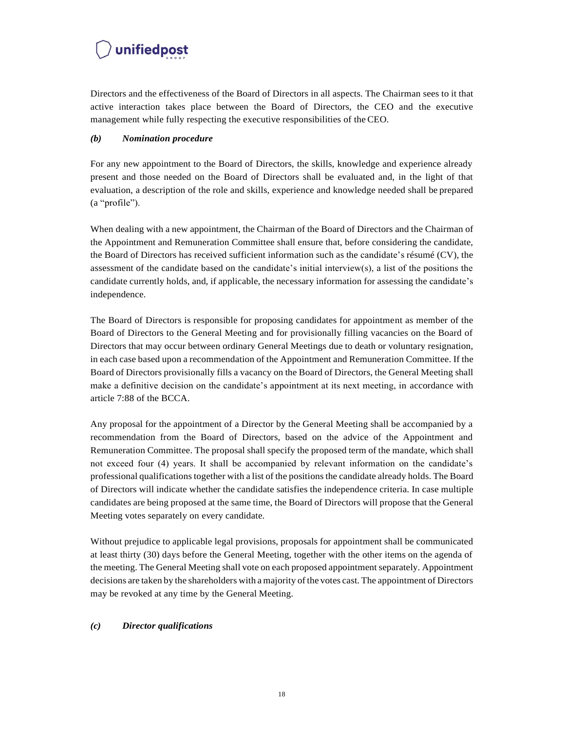Directors and the effectiveness of the Board of Directors in all aspects. The Chairman sees to it that active interaction takes place between the Board of Directors, the CEO and the executive management while fully respecting the executive responsibilities of the CEO.

### *(b) Nomination procedure*

For any new appointment to the Board of Directors, the skills, knowledge and experience already present and those needed on the Board of Directors shall be evaluated and, in the light of that evaluation, a description of the role and skills, experience and knowledge needed shall be prepared (a "profile").

When dealing with a new appointment, the Chairman of the Board of Directors and the Chairman of the Appointment and Remuneration Committee shall ensure that, before considering the candidate, the Board of Directors has received sufficient information such as the candidate's résumé (CV), the assessment of the candidate based on the candidate's initial interview(s), a list of the positions the candidate currently holds, and, if applicable, the necessary information for assessing the candidate's independence.

The Board of Directors is responsible for proposing candidates for appointment as member of the Board of Directors to the General Meeting and for provisionally filling vacancies on the Board of Directors that may occur between ordinary General Meetings due to death or voluntary resignation, in each case based upon a recommendation of the Appointment and Remuneration Committee. If the Board of Directors provisionally fills a vacancy on the Board of Directors, the General Meeting shall make a definitive decision on the candidate's appointment at its next meeting, in accordance with article 7:88 of the BCCA.

Any proposal for the appointment of a Director by the General Meeting shall be accompanied by a recommendation from the Board of Directors, based on the advice of the Appointment and Remuneration Committee. The proposal shall specify the proposed term of the mandate, which shall not exceed four (4) years. It shall be accompanied by relevant information on the candidate's professional qualifications together with a list of the positions the candidate already holds. The Board of Directors will indicate whether the candidate satisfies the independence criteria. In case multiple candidates are being proposed at the same time, the Board of Directors will propose that the General Meeting votes separately on every candidate.

Without prejudice to applicable legal provisions, proposals for appointment shall be communicated at least thirty (30) days before the General Meeting, together with the other items on the agenda of the meeting. The General Meeting shall vote on each proposed appointment separately. Appointment decisions are taken by the shareholders with a majority of the votes cast. The appointment of Directors may be revoked at any time by the General Meeting.

### *(c) Director qualifications*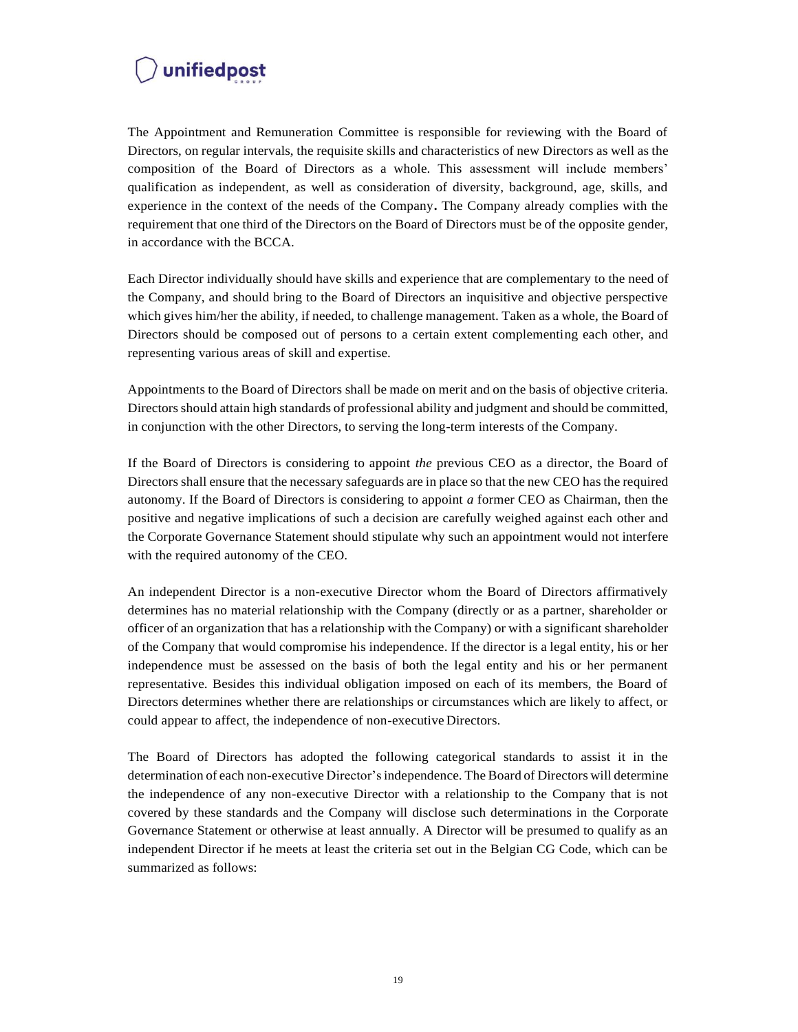The Appointment and Remuneration Committee is responsible for reviewing with the Board of Directors, on regular intervals, the requisite skills and characteristics of new Directors as well as the composition of the Board of Directors as a whole. This assessment will include members' qualification as independent, as well as consideration of diversity, background, age, skills, and experience in the context of the needs of the Company**.** The Company already complies with the requirement that one third of the Directors on the Board of Directors must be of the opposite gender, in accordance with the BCCA.

Each Director individually should have skills and experience that are complementary to the need of the Company, and should bring to the Board of Directors an inquisitive and objective perspective which gives him/her the ability, if needed, to challenge management. Taken as a whole, the Board of Directors should be composed out of persons to a certain extent complementing each other, and representing various areas of skill and expertise.

Appointments to the Board of Directors shall be made on merit and on the basis of objective criteria. Directors should attain high standards of professional ability and judgment and should be committed, in conjunction with the other Directors, to serving the long-term interests of the Company.

If the Board of Directors is considering to appoint *the* previous CEO as a director, the Board of Directors shall ensure that the necessary safeguards are in place so that the new CEO has the required autonomy. If the Board of Directors is considering to appoint *a* former CEO as Chairman, then the positive and negative implications of such a decision are carefully weighed against each other and the Corporate Governance Statement should stipulate why such an appointment would not interfere with the required autonomy of the CEO.

An independent Director is a non-executive Director whom the Board of Directors affirmatively determines has no material relationship with the Company (directly or as a partner, shareholder or officer of an organization that has a relationship with the Company) or with a significant shareholder of the Company that would compromise his independence. If the director is a legal entity, his or her independence must be assessed on the basis of both the legal entity and his or her permanent representative. Besides this individual obligation imposed on each of its members, the Board of Directors determines whether there are relationships or circumstances which are likely to affect, or could appear to affect, the independence of non-executive Directors.

The Board of Directors has adopted the following categorical standards to assist it in the determination of each non-executive Director's independence. The Board of Directors will determine the independence of any non-executive Director with a relationship to the Company that is not covered by these standards and the Company will disclose such determinations in the Corporate Governance Statement or otherwise at least annually. A Director will be presumed to qualify as an independent Director if he meets at least the criteria set out in the Belgian CG Code, which can be summarized as follows: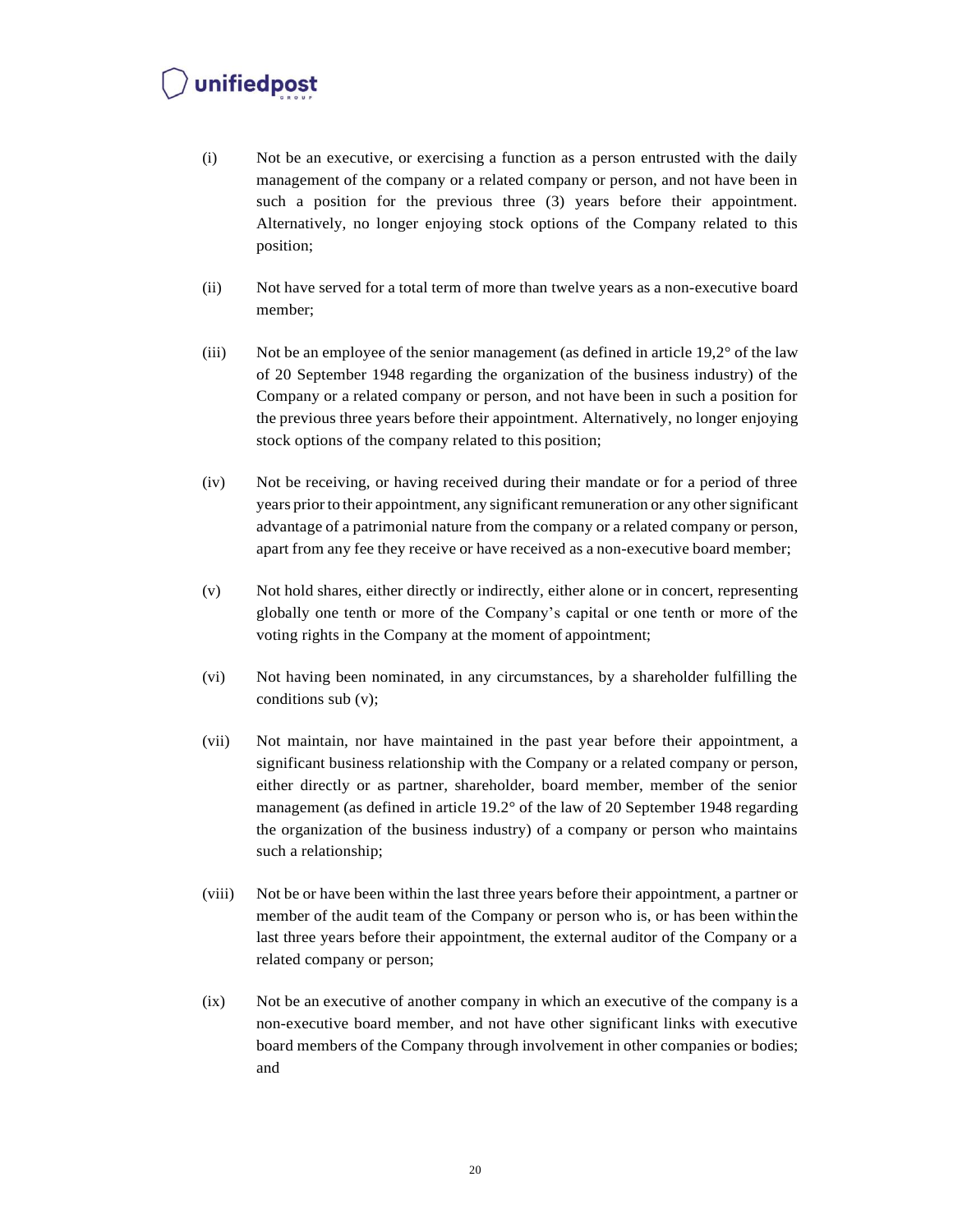(i) Not be an executive, or exercising a function as a person entrusted with the daily management of the company or a related company or person, and not have been in such a position for the previous three (3) years before their appointment. Alternatively, no longer enjoying stock options of the Company related to this position;

(ii) Not have served for a total term of more than twelve years as a non-executive board member;

(iii) Not be an employee of the senior management (as defined in article 19,2° of the law of 20 September 1948 regarding the organization of the business industry) of the Company or a related company or person, and not have been in such a position for the previous three years before their appointment. Alternatively, no longer enjoying stock options of the company related to this position;

(iv) Not be receiving, or having received during their mandate or for a period of three years prior to their appointment, any significant remuneration or any other significant advantage of a patrimonial nature from the company or a related company or person, apart from any fee they receive or have received as a non-executive board member;

(v) Not hold shares, either directly or indirectly, either alone or in concert, representing globally one tenth or more of the Company's capital or one tenth or more of the voting rights in the Company at the moment of appointment;

(vi) Not having been nominated, in any circumstances, by a shareholder fulfilling the conditions sub (v);

(vii) Not maintain, nor have maintained in the past year before their appointment, a significant business relationship with the Company or a related company or person, either directly or as partner, shareholder, board member, member of the senior management (as defined in article 19.2° of the law of 20 September 1948 regarding the organization of the business industry) of a company or person who maintains such a relationship;

(viii) Not be or have been within the last three years before their appointment, a partner or member of the audit team of the Company or person who is, or has been within the last three years before their appointment, the external auditor of the Company or a related company or person;

(ix) Not be an executive of another company in which an executive of the company is a non-executive board member, and not have other significant links with executive board members of the Company through involvement in other companies or bodies; and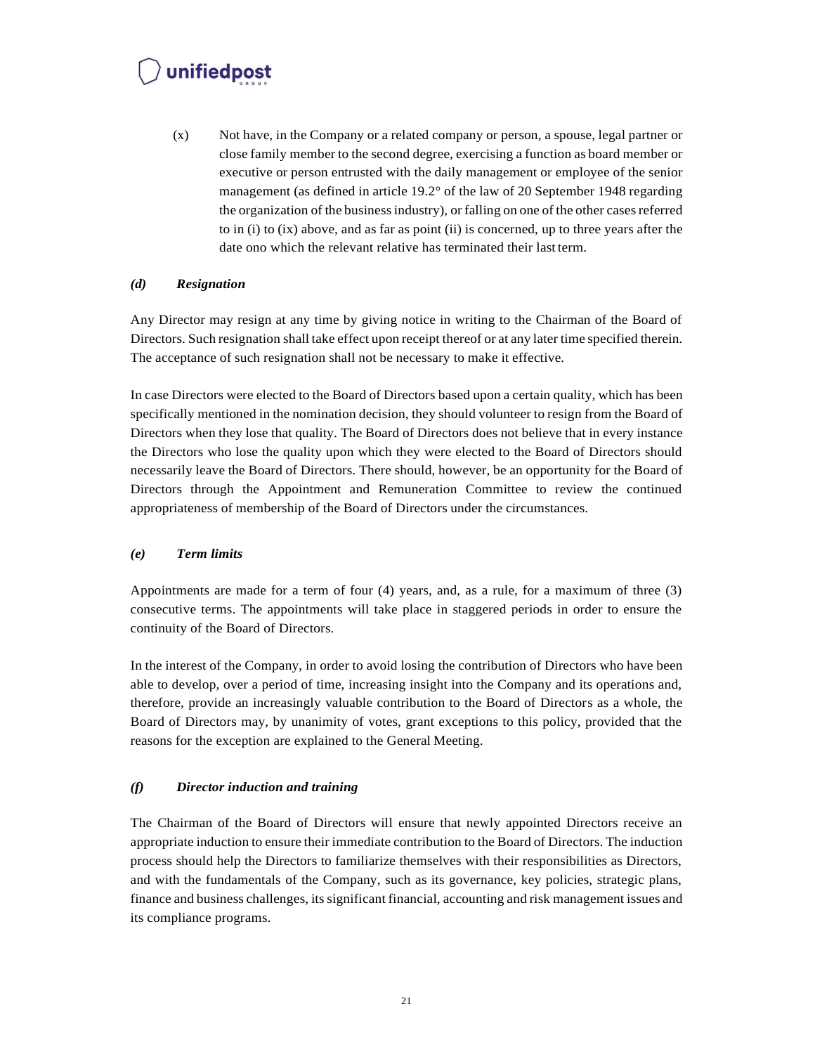(x) Not have, in the Company or a related company or person, a spouse, legal partner or close family member to the second degree, exercising a function as board member or executive or person entrusted with the daily management or employee of the senior management (as defined in article 19.2° of the law of 20 September 1948 regarding the organization of the business industry), or falling on one of the other cases referred to in (i) to (ix) above, and as far as point (ii) is concerned, up to three years after the date ono which the relevant relative has terminated their last term.

### *(d) Resignation*

Any Director may resign at any time by giving notice in writing to the Chairman of the Board of Directors. Such resignation shall take effect upon receipt thereof or at any later time specified therein. The acceptance of such resignation shall not be necessary to make it effective.

In case Directors were elected to the Board of Directors based upon a certain quality, which has been specifically mentioned in the nomination decision, they should volunteer to resign from the Board of Directors when they lose that quality. The Board of Directors does not believe that in every instance the Directors who lose the quality upon which they were elected to the Board of Directors should necessarily leave the Board of Directors. There should, however, be an opportunity for the Board of Directors through the Appointment and Remuneration Committee to review the continued appropriateness of membership of the Board of Directors under the circumstances.

### *(e) Term limits*

Appointments are made for a term of four (4) years, and, as a rule, for a maximum of three (3) consecutive terms. The appointments will take place in staggered periods in order to ensure the continuity of the Board of Directors.

In the interest of the Company, in order to avoid losing the contribution of Directors who have been able to develop, over a period of time, increasing insight into the Company and its operations and, therefore, provide an increasingly valuable contribution to the Board of Directors as a whole, the Board of Directors may, by unanimity of votes, grant exceptions to this policy, provided that the reasons for the exception are explained to the General Meeting.

### *(f) Director induction and training*

The Chairman of the Board of Directors will ensure that newly appointed Directors receive an appropriate induction to ensure their immediate contribution to the Board of Directors. The induction process should help the Directors to familiarize themselves with their responsibilities as Directors, and with the fundamentals of the Company, such as its governance, key policies, strategic plans, finance and business challenges, its significant financial, accounting and risk management issues and its compliance programs.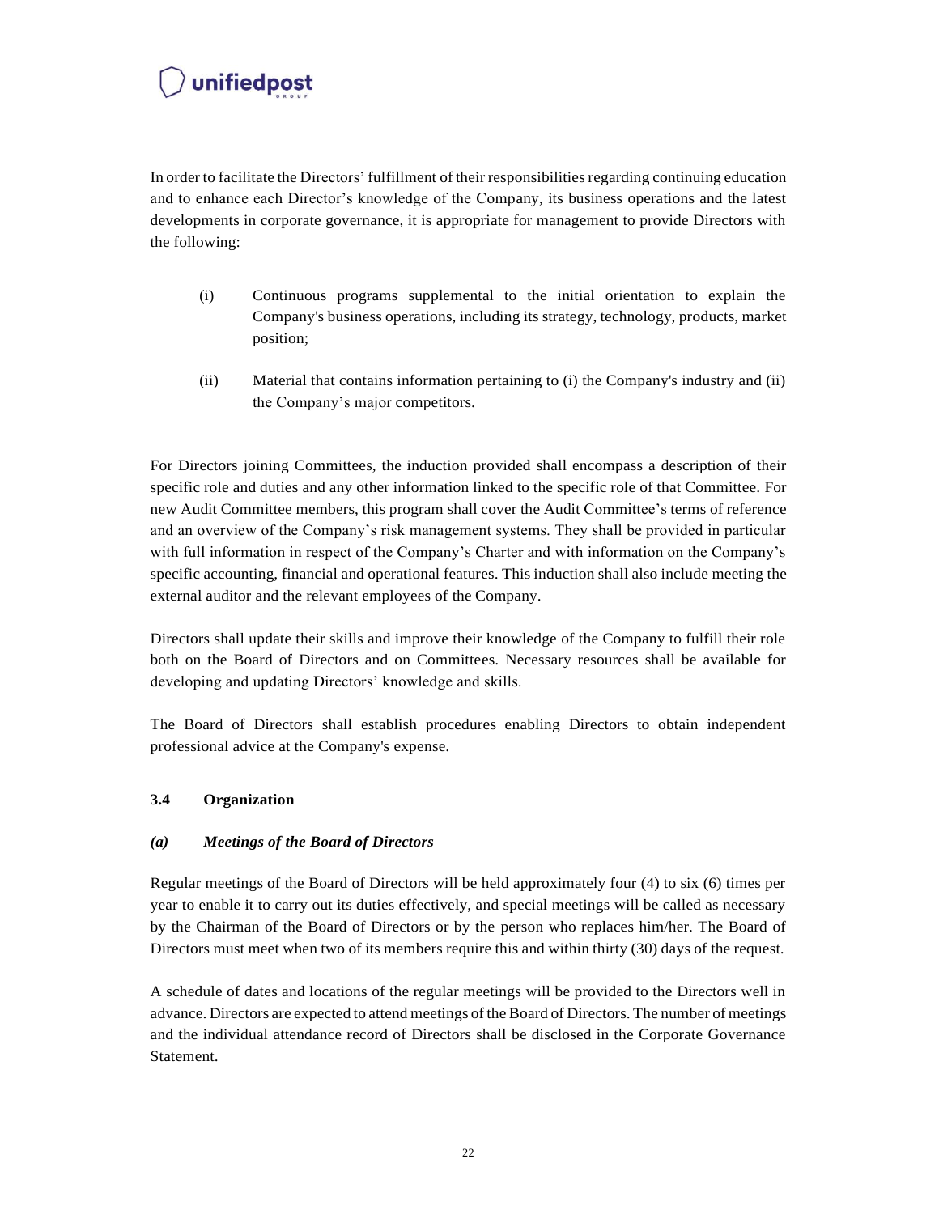In order to facilitate the Directors' fulfillment of their responsibilities regarding continuing education and to enhance each Director's knowledge of the Company, its business operations and the latest developments in corporate governance, it is appropriate for management to provide Directors with the following:

(i) Continuous programs supplemental to the initial orientation to explain the Company's business operations, including its strategy, technology, products, market position;

(ii) Material that contains information pertaining to (i) the Company's industry and (ii) the Company's major competitors.

For Directors joining Committees, the induction provided shall encompass a description of their specific role and duties and any other information linked to the specific role of that Committee. For new Audit Committee members, this program shall cover the Audit Committee's terms of reference and an overview of the Company's risk management systems. They shall be provided in particular with full information in respect of the Company's Charter and with information on the Company's specific accounting, financial and operational features. This induction shall also include meeting the external auditor and the relevant employees of the Company.

Directors shall update their skills and improve their knowledge of the Company to fulfill their role both on the Board of Directors and on Committees. Necessary resources shall be available for developing and updating Directors' knowledge and skills.

The Board of Directors shall establish procedures enabling Directors to obtain independent professional advice at the Company's expense.

### 3.4 Organization

#### *(a) Meetings of the Board of Directors*

Regular meetings of the Board of Directors will be held approximately four (4) to six (6) times per year to enable it to carry out its duties effectively, and special meetings will be called as necessary by the Chairman of the Board of Directors or by the person who replaces him/her. The Board of Directors must meet when two of its members require this and within thirty (30) days of the request.

A schedule of dates and locations of the regular meetings will be provided to the Directors well in advance. Directors are expected to attend meetings of the Board of Directors. The number of meetings and the individual attendance record of Directors shall be disclosed in the Corporate Governance Statement.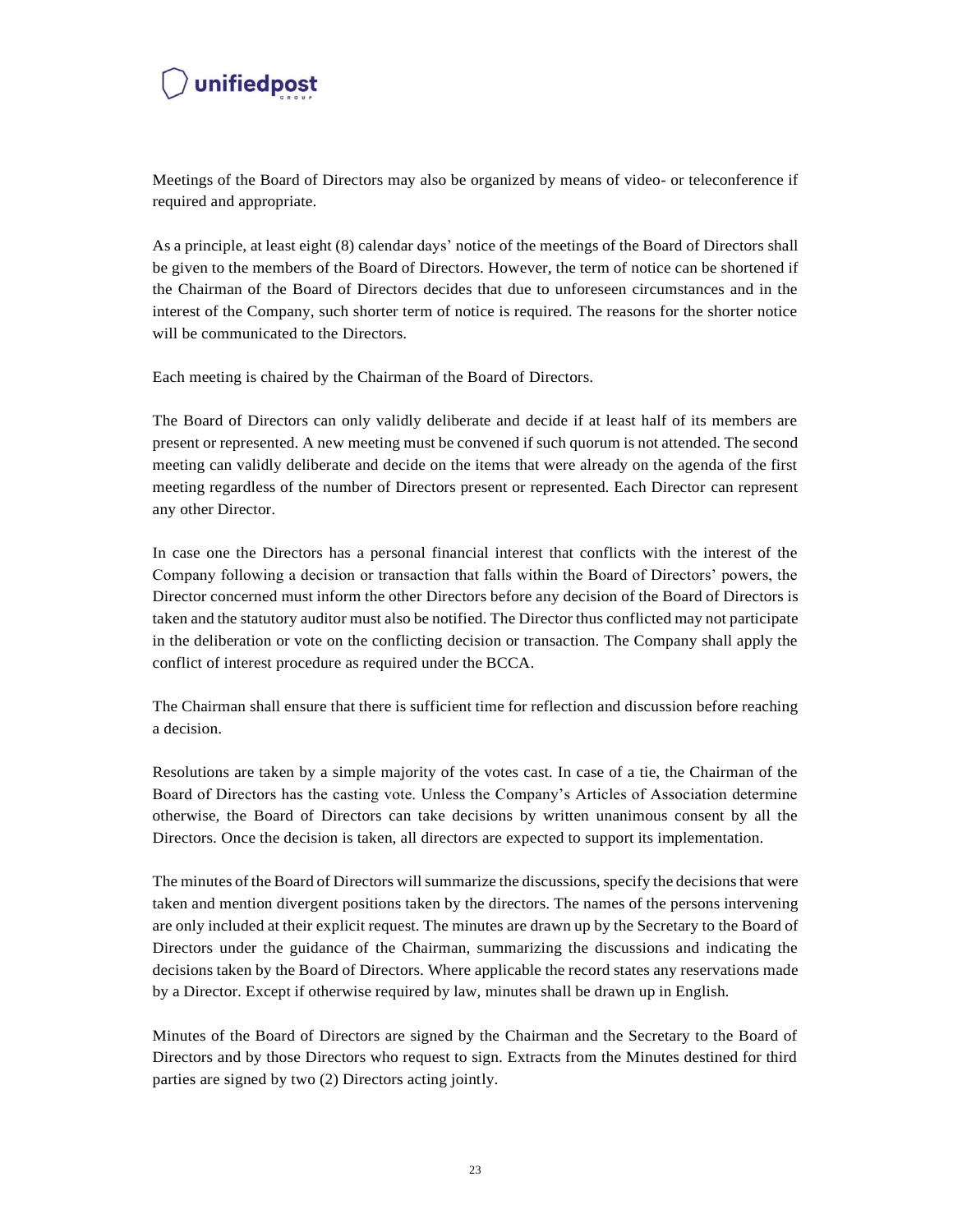Meetings of the Board of Directors may also be organized by means of video- or teleconference if required and appropriate.

As a principle, at least eight (8) calendar days' notice of the meetings of the Board of Directors shall be given to the members of the Board of Directors. However, the term of notice can be shortened if the Chairman of the Board of Directors decides that due to unforeseen circumstances and in the interest of the Company, such shorter term of notice is required. The reasons for the shorter notice will be communicated to the Directors.

Each meeting is chaired by the Chairman of the Board of Directors.

The Board of Directors can only validly deliberate and decide if at least half of its members are present or represented. A new meeting must be convened if such quorum is not attended. The second meeting can validly deliberate and decide on the items that were already on the agenda of the first meeting regardless of the number of Directors present or represented. Each Director can represent any other Director.

In case one the Directors has a personal financial interest that conflicts with the interest of the Company following a decision or transaction that falls within the Board of Directors' powers, the Director concerned must inform the other Directors before any decision of the Board of Directors is taken and the statutory auditor must also be notified. The Director thus conflicted may not participate in the deliberation or vote on the conflicting decision or transaction. The Company shall apply the conflict of interest procedure as required under the BCCA.

The Chairman shall ensure that there is sufficient time for reflection and discussion before reaching a decision.

Resolutions are taken by a simple majority of the votes cast. In case of a tie, the Chairman of the Board of Directors has the casting vote. Unless the Company's Articles of Association determine otherwise, the Board of Directors can take decisions by written unanimous consent by all the Directors. Once the decision is taken, all directors are expected to support its implementation.

The minutes of the Board of Directors will summarize the discussions, specify the decisions that were taken and mention divergent positions taken by the directors. The names of the persons intervening are only included at their explicit request. The minutes are drawn up by the Secretary to the Board of Directors under the guidance of the Chairman, summarizing the discussions and indicating the decisions taken by the Board of Directors. Where applicable the record states any reservations made by a Director. Except if otherwise required by law, minutes shall be drawn up in English.

Minutes of the Board of Directors are signed by the Chairman and the Secretary to the Board of Directors and by those Directors who request to sign. Extracts from the Minutes destined for third parties are signed by two (2) Directors acting jointly.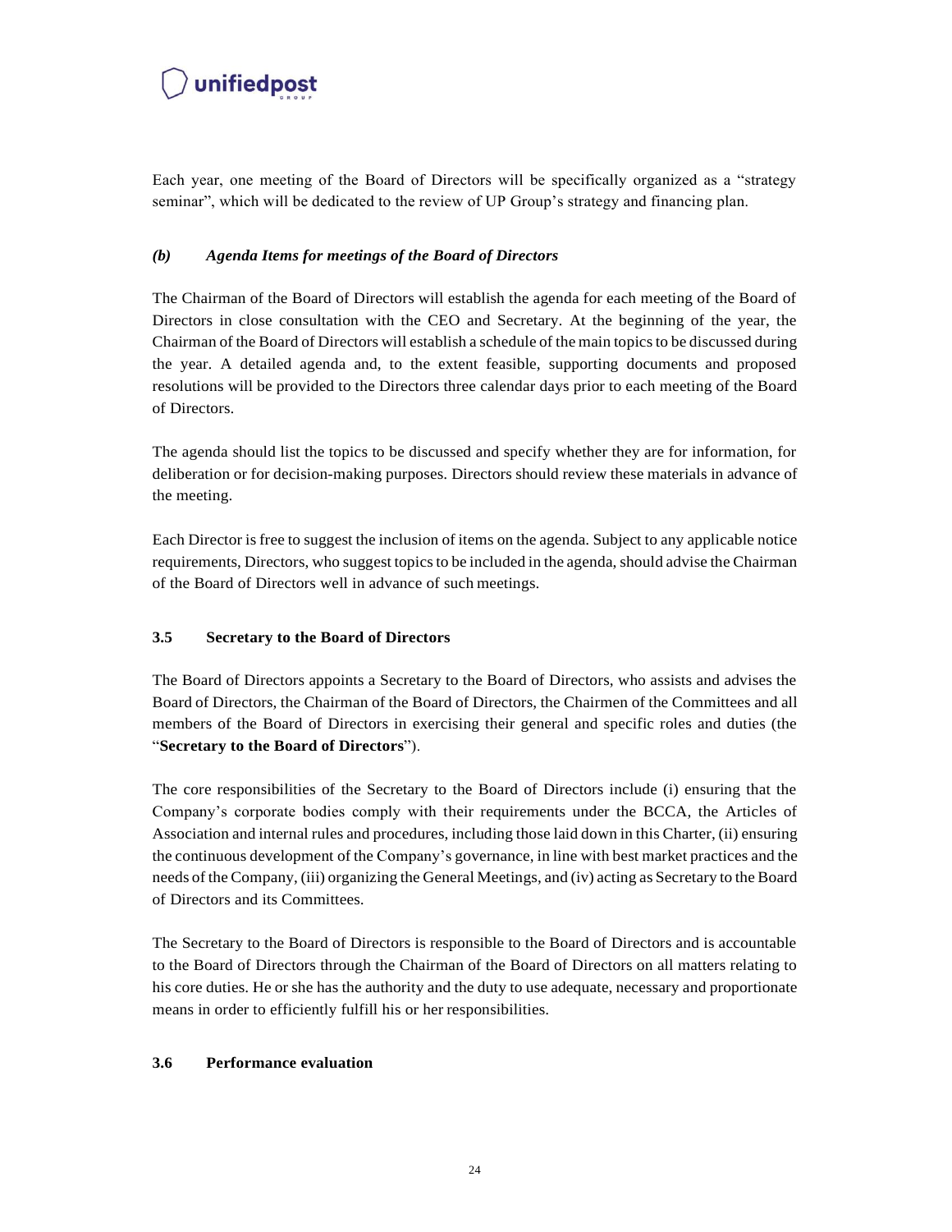Each year, one meeting of the Board of Directors will be specifically organized as a "strategy seminar", which will be dedicated to the review of UP Group's strategy and financing plan.

#### *(b) Agenda Items for meetings of the Board of Directors*

The Chairman of the Board of Directors will establish the agenda for each meeting of the Board of Directors in close consultation with the CEO and Secretary. At the beginning of the year, the Chairman of the Board of Directors will establish a schedule of the main topics to be discussed during the year. A detailed agenda and, to the extent feasible, supporting documents and proposed resolutions will be provided to the Directors three calendar days prior to each meeting of the Board of Directors.

The agenda should list the topics to be discussed and specify whether they are for information, for deliberation or for decision-making purposes. Directors should review these materials in advance of the meeting.

Each Director is free to suggest the inclusion of items on the agenda. Subject to any applicable notice requirements, Directors, who suggest topics to be included in the agenda, should advise the Chairman of the Board of Directors well in advance of such meetings.

### 3.5 Secretary to the Board of Directors

The Board of Directors appoints a Secretary to the Board of Directors, who assists and advises the Board of Directors, the Chairman of the Board of Directors, the Chairmen of the Committees and all members of the Board of Directors in exercising their general and specific roles and duties (the "**Secretary to the Board of Directors**").

The core responsibilities of the Secretary to the Board of Directors include (i) ensuring that the Company's corporate bodies comply with their requirements under the BCCA, the Articles of Association and internal rules and procedures, including those laid down in this Charter, (ii) ensuring the continuous development of the Company's governance, in line with best market practices and the needs of the Company, (iii) organizing the General Meetings, and (iv) acting as Secretary to the Board of Directors and its Committees.

The Secretary to the Board of Directors is responsible to the Board of Directors and is accountable to the Board of Directors through the Chairman of the Board of Directors on all matters relating to his core duties. He or she has the authority and the duty to use adequate, necessary and proportionate means in order to efficiently fulfill his or her responsibilities.

### 3.6 Performance evaluation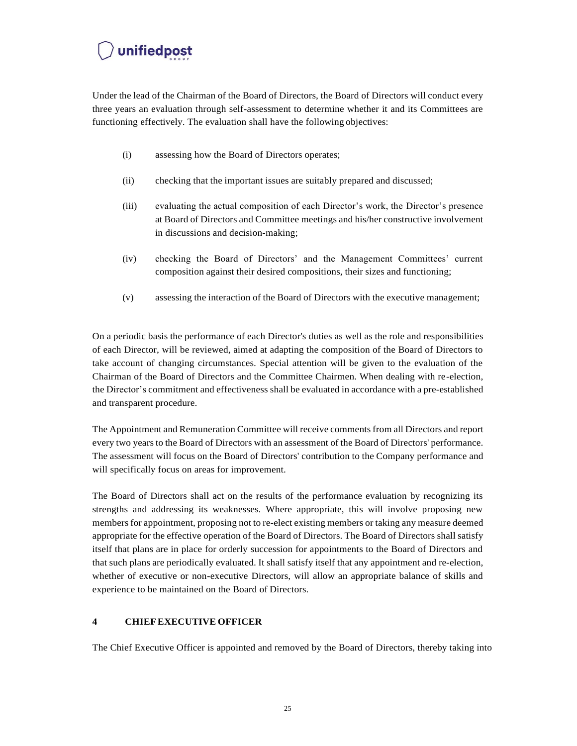Under the lead of the Chairman of the Board of Directors, the Board of Directors will conduct every three years an evaluation through self-assessment to determine whether it and its Committees are functioning effectively. The evaluation shall have the following objectives:

(i) assessing how the Board of Directors operates;

(ii) checking that the important issues are suitably prepared and discussed;

(iii) evaluating the actual composition of each Director's work, the Director's presence at Board of Directors and Committee meetings and his/her constructive involvement in discussions and decision-making;

(iv) checking the Board of Directors' and the Management Committees' current composition against their desired compositions, their sizes and functioning;

(v) assessing the interaction of the Board of Directors with the executive management;

On a periodic basis the performance of each Director's duties as well as the role and responsibilities of each Director, will be reviewed, aimed at adapting the composition of the Board of Directors to take account of changing circumstances. Special attention will be given to the evaluation of the Chairman of the Board of Directors and the Committee Chairmen. When dealing with re-election, the Director's commitment and effectiveness shall be evaluated in accordance with a pre-established and transparent procedure.

The Appointment and Remuneration Committee will receive comments from all Directors and report every two years to the Board of Directors with an assessment of the Board of Directors' performance. The assessment will focus on the Board of Directors' contribution to the Company performance and will specifically focus on areas for improvement.

The Board of Directors shall act on the results of the performance evaluation by recognizing its strengths and addressing its weaknesses. Where appropriate, this will involve proposing new members for appointment, proposing not to re-elect existing members or taking any measure deemed appropriate for the effective operation of the Board of Directors. The Board of Directors shall satisfy itself that plans are in place for orderly succession for appointments to the Board of Directors and that such plans are periodically evaluated. It shall satisfy itself that any appointment and re-election, whether of executive or non-executive Directors, will allow an appropriate balance of skills and experience to be maintained on the Board of Directors.

## 4 CHIEF EXECUTIVE OFFICER

The Chief Executive Officer is appointed and removed by the Board of Directors, thereby taking into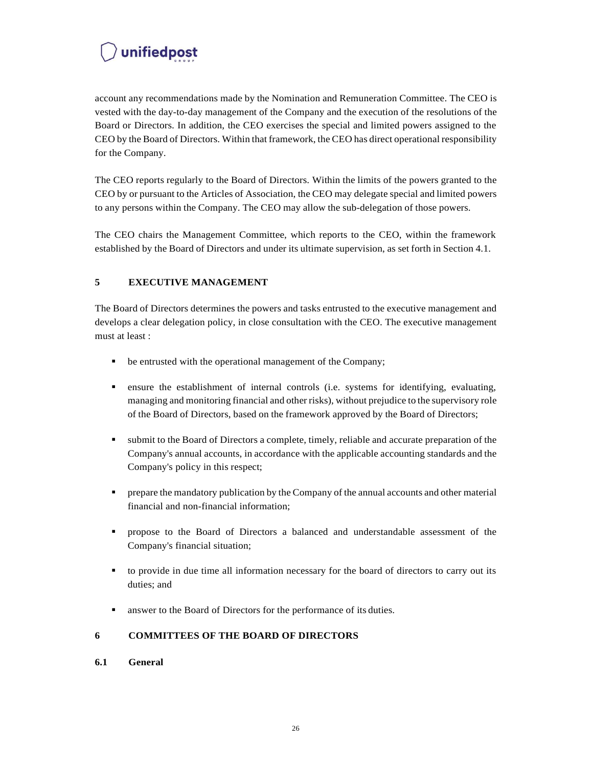account any recommendations made by the Nomination and Remuneration Committee. The CEO is vested with the day-to-day management of the Company and the execution of the resolutions of the Board or Directors. In addition, the CEO exercises the special and limited powers assigned to the CEO by the Board of Directors. Within that framework, the CEO has direct operational responsibility for the Company.

The CEO reports regularly to the Board of Directors. Within the limits of the powers granted to the CEO by or pursuant to the Articles of Association, the CEO may delegate special and limited powers to any persons within the Company. The CEO may allow the sub-delegation of those powers.

The CEO chairs the Management Committee, which reports to the CEO, within the framework established by the Board of Directors and under its ultimate supervision, as set forth in Section 4.1.

# 5 EXECUTIVE MANAGEMENT

The Board of Directors determines the powers and tasks entrusted to the executive management and develops a clear delegation policy, in close consultation with the CEO. The executive management must at least :

- be entrusted with the operational management of the Company;
- ensure the establishment of internal controls (i.e. systems for identifying, evaluating, managing and monitoring financial and other risks), without prejudice to the supervisory role of the Board of Directors, based on the framework approved by the Board of Directors;
- submit to the Board of Directors a complete, timely, reliable and accurate preparation of the Company's annual accounts, in accordance with the applicable accounting standards and the Company's policy in this respect;
- prepare the mandatory publication by the Company of the annual accounts and other material financial and non-financial information;
- propose to the Board of Directors a balanced and understandable assessment of the Company's financial situation;
- to provide in due time all information necessary for the board of directors to carry out its duties; and
- answer to the Board of Directors for the performance of its duties.

# 6 COMMITTEES OF THE BOARD OF DIRECTORS

## 6.1 General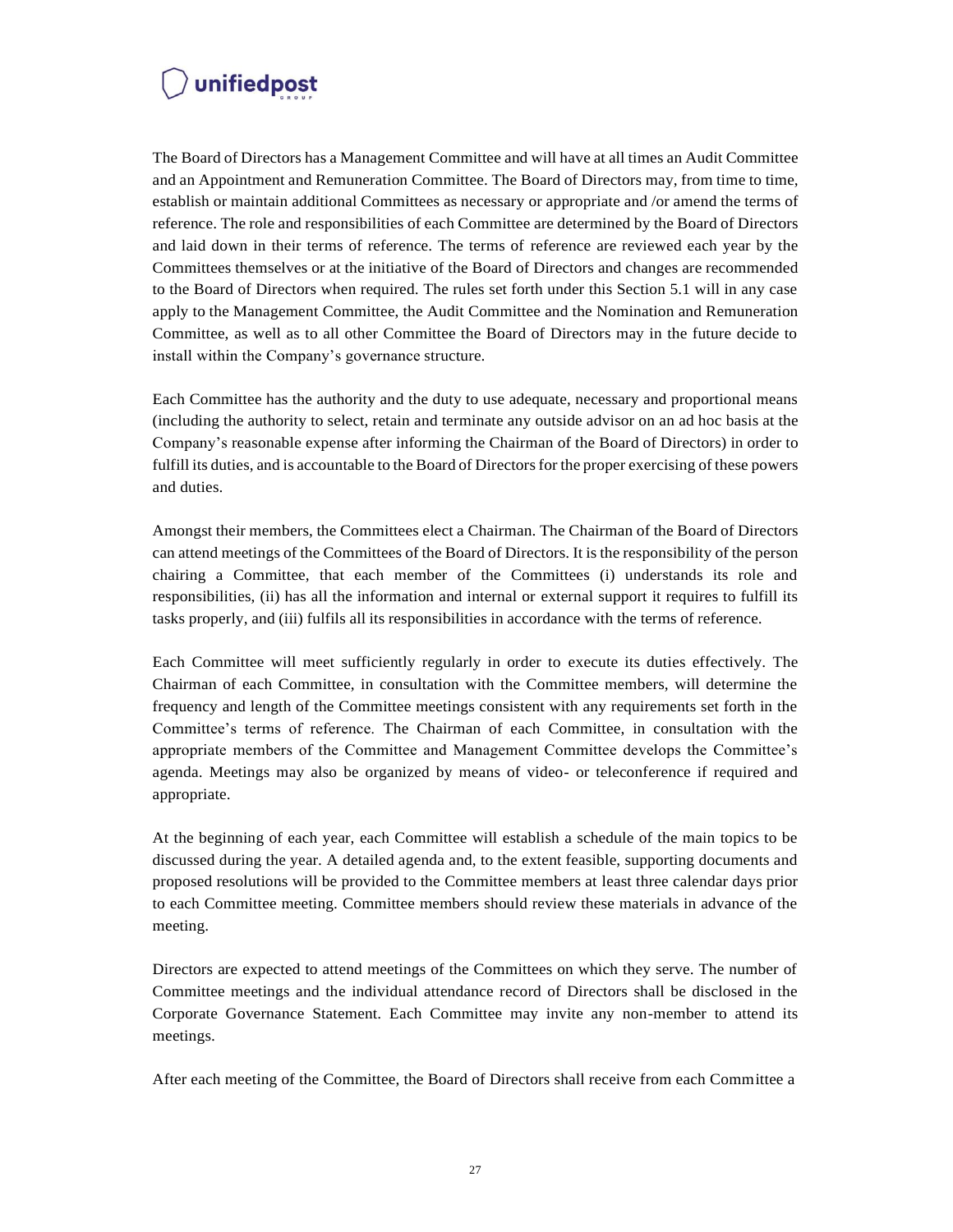The Board of Directors has a Management Committee and will have at all times an Audit Committee and an Appointment and Remuneration Committee. The Board of Directors may, from time to time, establish or maintain additional Committees as necessary or appropriate and /or amend the terms of reference. The role and responsibilities of each Committee are determined by the Board of Directors and laid down in their terms of reference. The terms of reference are reviewed each year by the Committees themselves or at the initiative of the Board of Directors and changes are recommended to the Board of Directors when required. The rules set forth under this Section 5.1 will in any case apply to the Management Committee, the Audit Committee and the Nomination and Remuneration Committee, as well as to all other Committee the Board of Directors may in the future decide to install within the Company's governance structure.

Each Committee has the authority and the duty to use adequate, necessary and proportional means (including the authority to select, retain and terminate any outside advisor on an ad hoc basis at the Company's reasonable expense after informing the Chairman of the Board of Directors) in order to fulfill its duties, and is accountable to the Board of Directors for the proper exercising of these powers and duties.

Amongst their members, the Committees elect a Chairman. The Chairman of the Board of Directors can attend meetings of the Committees of the Board of Directors. It is the responsibility of the person chairing a Committee, that each member of the Committees (i) understands its role and responsibilities, (ii) has all the information and internal or external support it requires to fulfill its tasks properly, and (iii) fulfils all its responsibilities in accordance with the terms of reference.

Each Committee will meet sufficiently regularly in order to execute its duties effectively. The Chairman of each Committee, in consultation with the Committee members, will determine the frequency and length of the Committee meetings consistent with any requirements set forth in the Committee's terms of reference. The Chairman of each Committee, in consultation with the appropriate members of the Committee and Management Committee develops the Committee's agenda. Meetings may also be organized by means of video- or teleconference if required and appropriate.

At the beginning of each year, each Committee will establish a schedule of the main topics to be discussed during the year. A detailed agenda and, to the extent feasible, supporting documents and proposed resolutions will be provided to the Committee members at least three calendar days prior to each Committee meeting. Committee members should review these materials in advance of the meeting.

Directors are expected to attend meetings of the Committees on which they serve. The number of Committee meetings and the individual attendance record of Directors shall be disclosed in the Corporate Governance Statement. Each Committee may invite any non-member to attend its meetings.

After each meeting of the Committee, the Board of Directors shall receive from each Committee a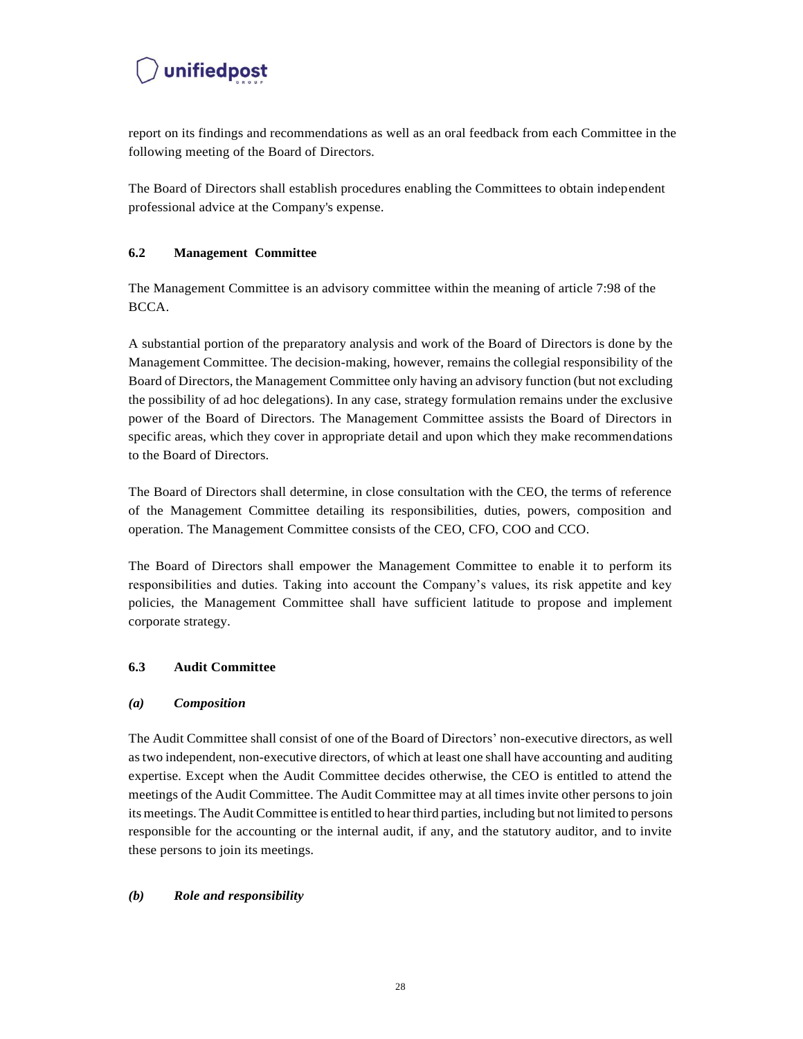report on its findings and recommendations as well as an oral feedback from each Committee in the following meeting of the Board of Directors.

The Board of Directors shall establish procedures enabling the Committees to obtain independent professional advice at the Company's expense.

### 6.2 Management Committee

The Management Committee is an advisory committee within the meaning of article 7:98 of the BCCA.

A substantial portion of the preparatory analysis and work of the Board of Directors is done by the Management Committee. The decision-making, however, remains the collegial responsibility of the Board of Directors, the Management Committee only having an advisory function (but not excluding the possibility of ad hoc delegations). In any case, strategy formulation remains under the exclusive power of the Board of Directors. The Management Committee assists the Board of Directors in specific areas, which they cover in appropriate detail and upon which they make recommendations to the Board of Directors.

The Board of Directors shall determine, in close consultation with the CEO, the terms of reference of the Management Committee detailing its responsibilities, duties, powers, composition and operation. The Management Committee consists of the CEO, CFO, COO and CCO.

The Board of Directors shall empower the Management Committee to enable it to perform its responsibilities and duties. Taking into account the Company's values, its risk appetite and key policies, the Management Committee shall have sufficient latitude to propose and implement corporate strategy.

### 6.3 Audit Committee

#### *(a) Composition*

The Audit Committee shall consist of one of the Board of Directors' non-executive directors, as well as two independent, non-executive directors, of which at least one shall have accounting and auditing expertise. Except when the Audit Committee decides otherwise, the CEO is entitled to attend the meetings of the Audit Committee. The Audit Committee may at all times invite other persons to join its meetings. The Audit Committee is entitled to hear third parties, including but not limited to persons responsible for the accounting or the internal audit, if any, and the statutory auditor, and to invite these persons to join its meetings.

#### *(b) Role and responsibility*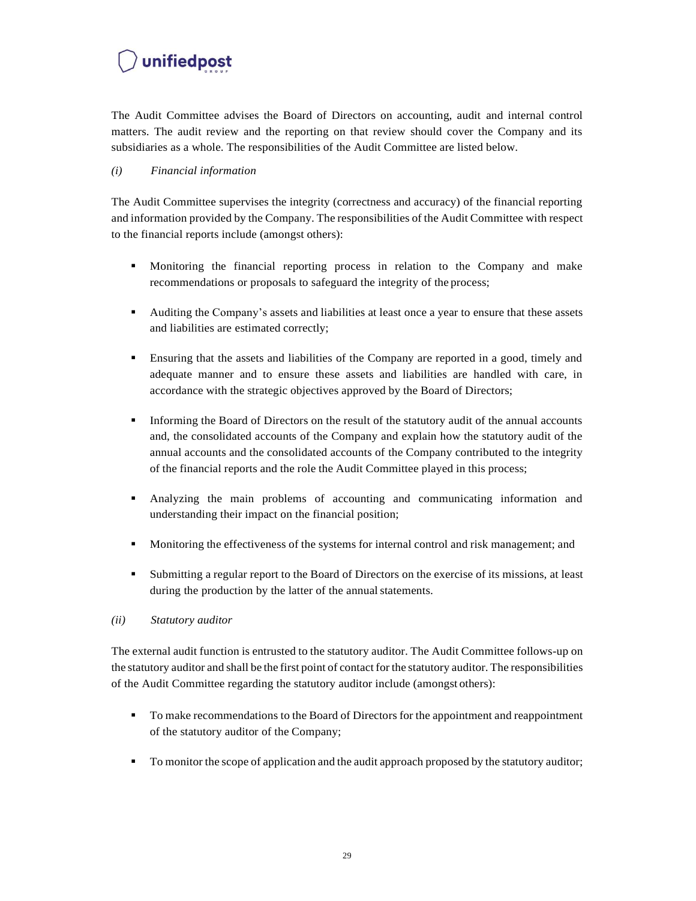The Audit Committee advises the Board of Directors on accounting, audit and internal control matters. The audit review and the reporting on that review should cover the Company and its subsidiaries as a whole. The responsibilities of the Audit Committee are listed below.

*(i) Financial information*

The Audit Committee supervises the integrity (correctness and accuracy) of the financial reporting and information provided by the Company. The responsibilities of the Audit Committee with respect to the financial reports include (amongst others):

- Monitoring the financial reporting process in relation to the Company and make recommendations or proposals to safeguard the integrity of the process;
- Auditing the Company's assets and liabilities at least once a year to ensure that these assets and liabilities are estimated correctly;
- Ensuring that the assets and liabilities of the Company are reported in a good, timely and adequate manner and to ensure these assets and liabilities are handled with care, in accordance with the strategic objectives approved by the Board of Directors;
- Informing the Board of Directors on the result of the statutory audit of the annual accounts and, the consolidated accounts of the Company and explain how the statutory audit of the annual accounts and the consolidated accounts of the Company contributed to the integrity of the financial reports and the role the Audit Committee played in this process;
- Analyzing the main problems of accounting and communicating information and understanding their impact on the financial position;
- Monitoring the effectiveness of the systems for internal control and risk management; and
- Submitting a regular report to the Board of Directors on the exercise of its missions, at least during the production by the latter of the annual statements.

*(ii) Statutory auditor*

The external audit function is entrusted to the statutory auditor. The Audit Committee follows-up on the statutory auditor and shall be the first point of contact for the statutory auditor. The responsibilities of the Audit Committee regarding the statutory auditor include (amongst others):

- To make recommendations to the Board of Directors for the appointment and reappointment of the statutory auditor of the Company;
- To monitor the scope of application and the audit approach proposed by the statutory auditor;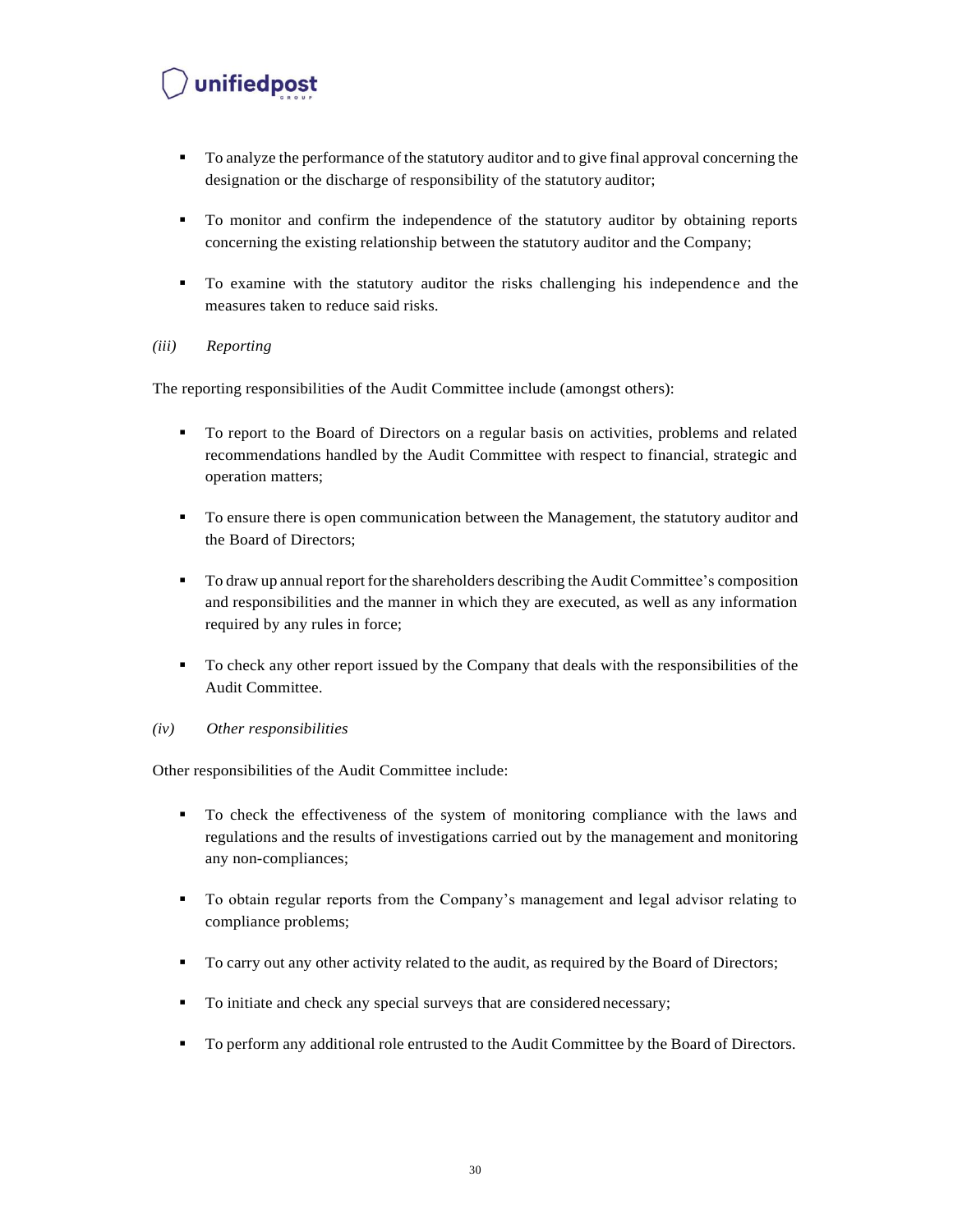- To analyze the performance of the statutory auditor and to give final approval concerning the designation or the discharge of responsibility of the statutory auditor;

- To monitor and confirm the independence of the statutory auditor by obtaining reports concerning the existing relationship between the statutory auditor and the Company;

- To examine with the statutory auditor the risks challenging his independence and the measures taken to reduce said risks.

*(iii)* *Reporting*

The reporting responsibilities of the Audit Committee include (amongst others):

- To report to the Board of Directors on a regular basis on activities, problems and related recommendations handled by the Audit Committee with respect to financial, strategic and operation matters;

- To ensure there is open communication between the Management, the statutory auditor and the Board of Directors;

- To draw up annual report for the shareholders describing the Audit Committee's composition and responsibilities and the manner in which they are executed, as well as any information required by any rules in force;

- To check any other report issued by the Company that deals with the responsibilities of the Audit Committee.

*(iv)* *Other responsibilities*

Other responsibilities of the Audit Committee include:

- To check the effectiveness of the system of monitoring compliance with the laws and regulations and the results of investigations carried out by the management and monitoring any non-compliances;

- To obtain regular reports from the Company's management and legal advisor relating to compliance problems;

- To carry out any other activity related to the audit, as required by the Board of Directors;

- To initiate and check any special surveys that are considered necessary;

- To perform any additional role entrusted to the Audit Committee by the Board of Directors.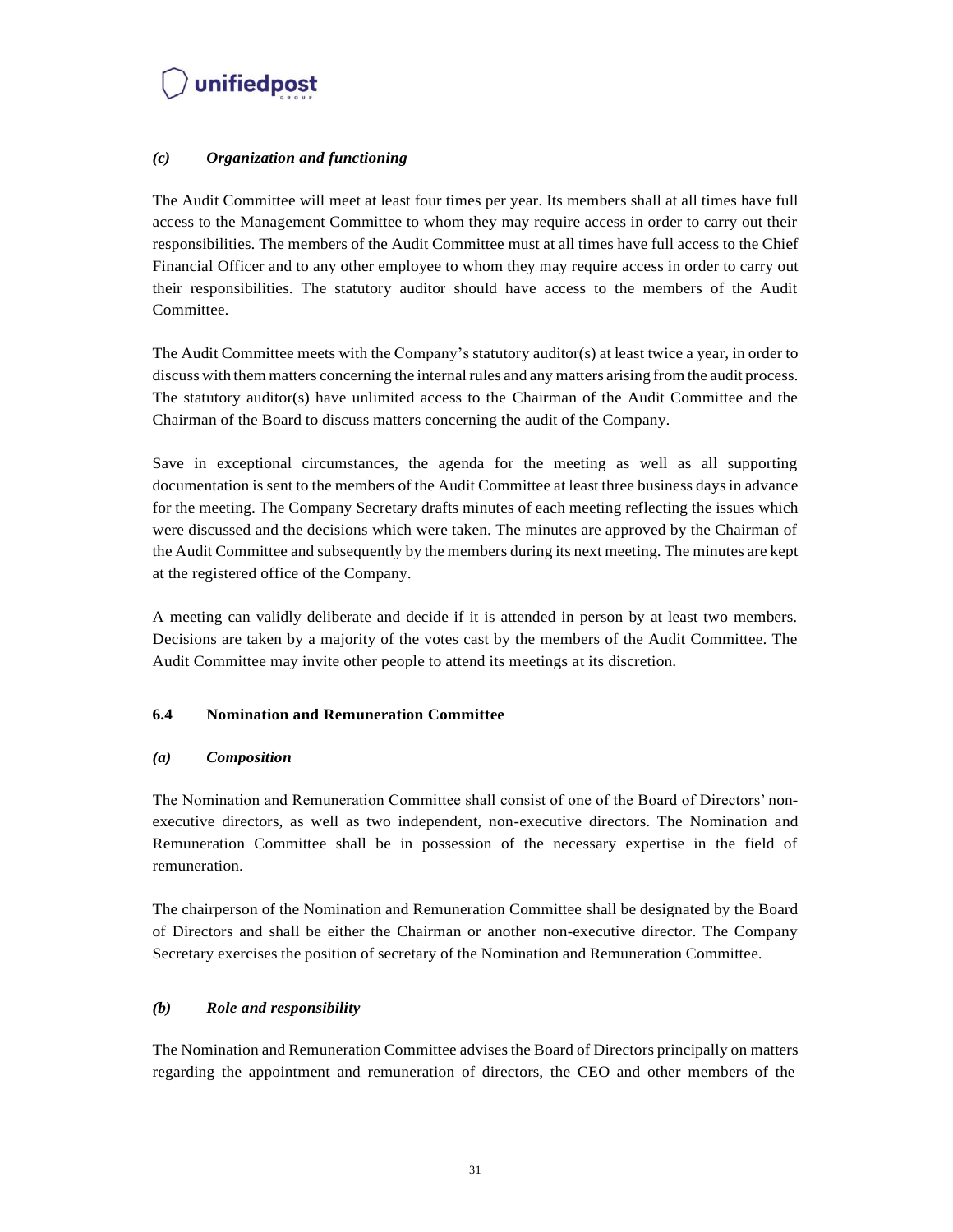### *(c) Organization and functioning*

The Audit Committee will meet at least four times per year. Its members shall at all times have full access to the Management Committee to whom they may require access in order to carry out their responsibilities. The members of the Audit Committee must at all times have full access to the Chief Financial Officer and to any other employee to whom they may require access in order to carry out their responsibilities. The statutory auditor should have access to the members of the Audit Committee.

The Audit Committee meets with the Company's statutory auditor(s) at least twice a year, in order to discuss with them matters concerning the internal rules and any matters arising from the audit process. The statutory auditor(s) have unlimited access to the Chairman of the Audit Committee and the Chairman of the Board to discuss matters concerning the audit of the Company.

Save in exceptional circumstances, the agenda for the meeting as well as all supporting documentation is sent to the members of the Audit Committee at least three business days in advance for the meeting. The Company Secretary drafts minutes of each meeting reflecting the issues which were discussed and the decisions which were taken. The minutes are approved by the Chairman of the Audit Committee and subsequently by the members during its next meeting. The minutes are kept at the registered office of the Company.

A meeting can validly deliberate and decide if it is attended in person by at least two members. Decisions are taken by a majority of the votes cast by the members of the Audit Committee. The Audit Committee may invite other people to attend its meetings at its discretion.

## 6.4 Nomination and Remuneration Committee

### *(a) Composition*

The Nomination and Remuneration Committee shall consist of one of the Board of Directors' non-executive directors, as well as two independent, non-executive directors. The Nomination and Remuneration Committee shall be in possession of the necessary expertise in the field of remuneration.

The chairperson of the Nomination and Remuneration Committee shall be designated by the Board of Directors and shall be either the Chairman or another non-executive director. The Company Secretary exercises the position of secretary of the Nomination and Remuneration Committee.

### *(b) Role and responsibility*

The Nomination and Remuneration Committee advises the Board of Directors principally on matters regarding the appointment and remuneration of directors, the CEO and other members of the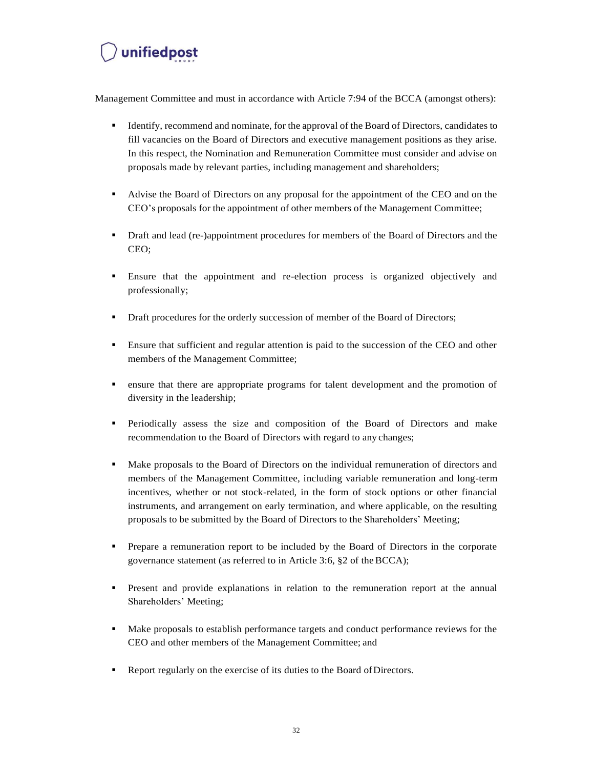Management Committee and must in accordance with Article 7:94 of the BCCA (amongst others):

- Identify, recommend and nominate, for the approval of the Board of Directors, candidates to fill vacancies on the Board of Directors and executive management positions as they arise. In this respect, the Nomination and Remuneration Committee must consider and advise on proposals made by relevant parties, including management and shareholders;
- Advise the Board of Directors on any proposal for the appointment of the CEO and on the CEO's proposals for the appointment of other members of the Management Committee;
- Draft and lead (re-)appointment procedures for members of the Board of Directors and the CEO;
- Ensure that the appointment and re-election process is organized objectively and professionally;
- Draft procedures for the orderly succession of member of the Board of Directors;
- Ensure that sufficient and regular attention is paid to the succession of the CEO and other members of the Management Committee;
- ensure that there are appropriate programs for talent development and the promotion of diversity in the leadership;
- Periodically assess the size and composition of the Board of Directors and make recommendation to the Board of Directors with regard to any changes;
- Make proposals to the Board of Directors on the individual remuneration of directors and members of the Management Committee, including variable remuneration and long-term incentives, whether or not stock-related, in the form of stock options or other financial instruments, and arrangement on early termination, and where applicable, on the resulting proposals to be submitted by the Board of Directors to the Shareholders' Meeting;
- Prepare a remuneration report to be included by the Board of Directors in the corporate governance statement (as referred to in Article 3:6, §2 of the BCCA);
- Present and provide explanations in relation to the remuneration report at the annual Shareholders' Meeting;
- Make proposals to establish performance targets and conduct performance reviews for the CEO and other members of the Management Committee; and
- Report regularly on the exercise of its duties to the Board of Directors.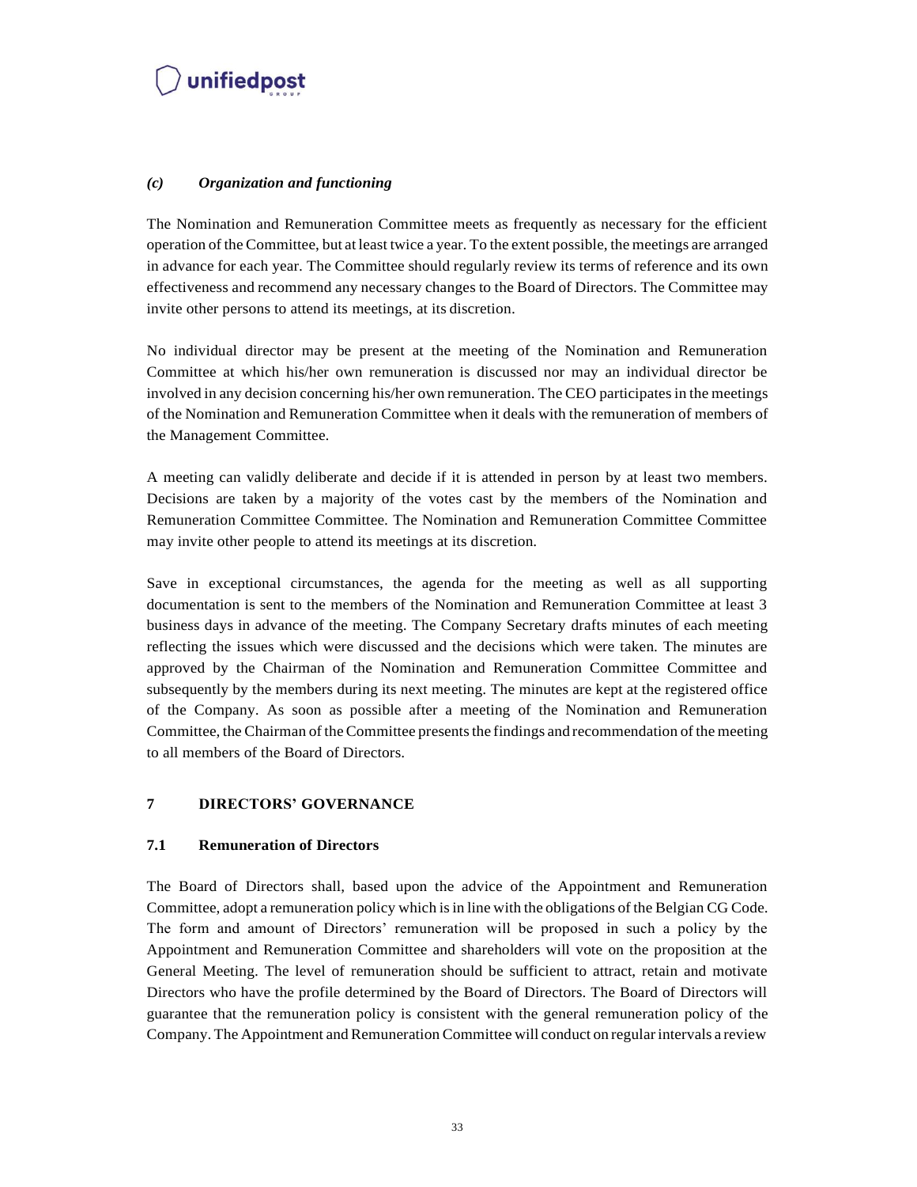### *(c) Organization and functioning*

The Nomination and Remuneration Committee meets as frequently as necessary for the efficient operation of the Committee, but at least twice a year. To the extent possible, the meetings are arranged in advance for each year. The Committee should regularly review its terms of reference and its own effectiveness and recommend any necessary changes to the Board of Directors. The Committee may invite other persons to attend its meetings, at its discretion.

No individual director may be present at the meeting of the Nomination and Remuneration Committee at which his/her own remuneration is discussed nor may an individual director be involved in any decision concerning his/her own remuneration. The CEO participates in the meetings of the Nomination and Remuneration Committee when it deals with the remuneration of members of the Management Committee.

A meeting can validly deliberate and decide if it is attended in person by at least two members. Decisions are taken by a majority of the votes cast by the members of the Nomination and Remuneration Committee Committee. The Nomination and Remuneration Committee Committee may invite other people to attend its meetings at its discretion.

Save in exceptional circumstances, the agenda for the meeting as well as all supporting documentation is sent to the members of the Nomination and Remuneration Committee at least 3 business days in advance of the meeting. The Company Secretary drafts minutes of each meeting reflecting the issues which were discussed and the decisions which were taken. The minutes are approved by the Chairman of the Nomination and Remuneration Committee Committee and subsequently by the members during its next meeting. The minutes are kept at the registered office of the Company. As soon as possible after a meeting of the Nomination and Remuneration Committee, the Chairman of the Committee presents the findings and recommendation of the meeting to all members of the Board of Directors.

## 7 DIRECTORS' GOVERNANCE

### 7.1 Remuneration of Directors

The Board of Directors shall, based upon the advice of the Appointment and Remuneration Committee, adopt a remuneration policy which is in line with the obligations of the Belgian CG Code. The form and amount of Directors' remuneration will be proposed in such a policy by the Appointment and Remuneration Committee and shareholders will vote on the proposition at the General Meeting. The level of remuneration should be sufficient to attract, retain and motivate Directors who have the profile determined by the Board of Directors. The Board of Directors will guarantee that the remuneration policy is consistent with the general remuneration policy of the Company. The Appointment and Remuneration Committee will conduct on regular intervals a review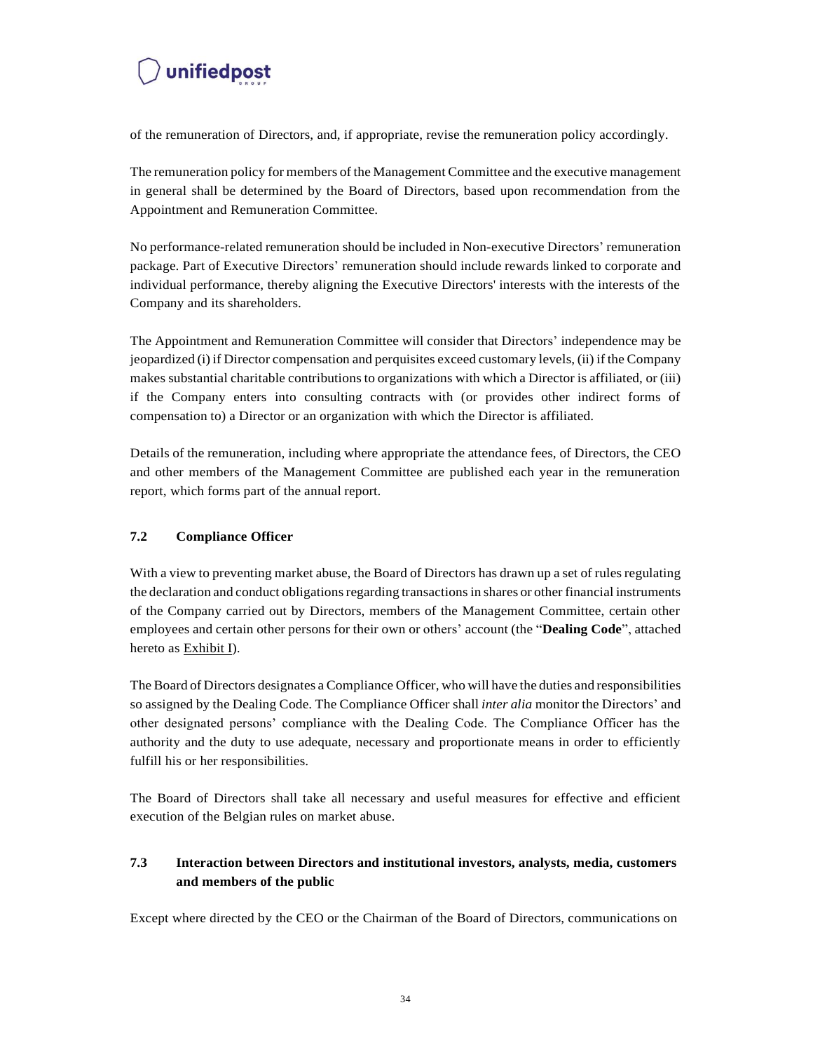of the remuneration of Directors, and, if appropriate, revise the remuneration policy accordingly.

The remuneration policy for members of the Management Committee and the executive management in general shall be determined by the Board of Directors, based upon recommendation from the Appointment and Remuneration Committee.

No performance-related remuneration should be included in Non-executive Directors' remuneration package. Part of Executive Directors' remuneration should include rewards linked to corporate and individual performance, thereby aligning the Executive Directors' interests with the interests of the Company and its shareholders.

The Appointment and Remuneration Committee will consider that Directors' independence may be jeopardized (i) if Director compensation and perquisites exceed customary levels, (ii) if the Company makes substantial charitable contributions to organizations with which a Director is affiliated, or (iii) if the Company enters into consulting contracts with (or provides other indirect forms of compensation to) a Director or an organization with which the Director is affiliated.

Details of the remuneration, including where appropriate the attendance fees, of Directors, the CEO and other members of the Management Committee are published each year in the remuneration report, which forms part of the annual report.

### 7.2 Compliance Officer

With a view to preventing market abuse, the Board of Directors has drawn up a set of rules regulating the declaration and conduct obligations regarding transactions in shares or other financial instruments of the Company carried out by Directors, members of the Management Committee, certain other employees and certain other persons for their own or others' account (the "**Dealing Code**", attached hereto as Exhibit I).

The Board of Directors designates a Compliance Officer, who will have the duties and responsibilities so assigned by the Dealing Code. The Compliance Officer shall *inter alia* monitor the Directors' and other designated persons' compliance with the Dealing Code. The Compliance Officer has the authority and the duty to use adequate, necessary and proportionate means in order to efficiently fulfill his or her responsibilities.

The Board of Directors shall take all necessary and useful measures for effective and efficient execution of the Belgian rules on market abuse.

### 7.3 Interaction between Directors and institutional investors, analysts, media, customers and members of the public

Except where directed by the CEO or the Chairman of the Board of Directors, communications on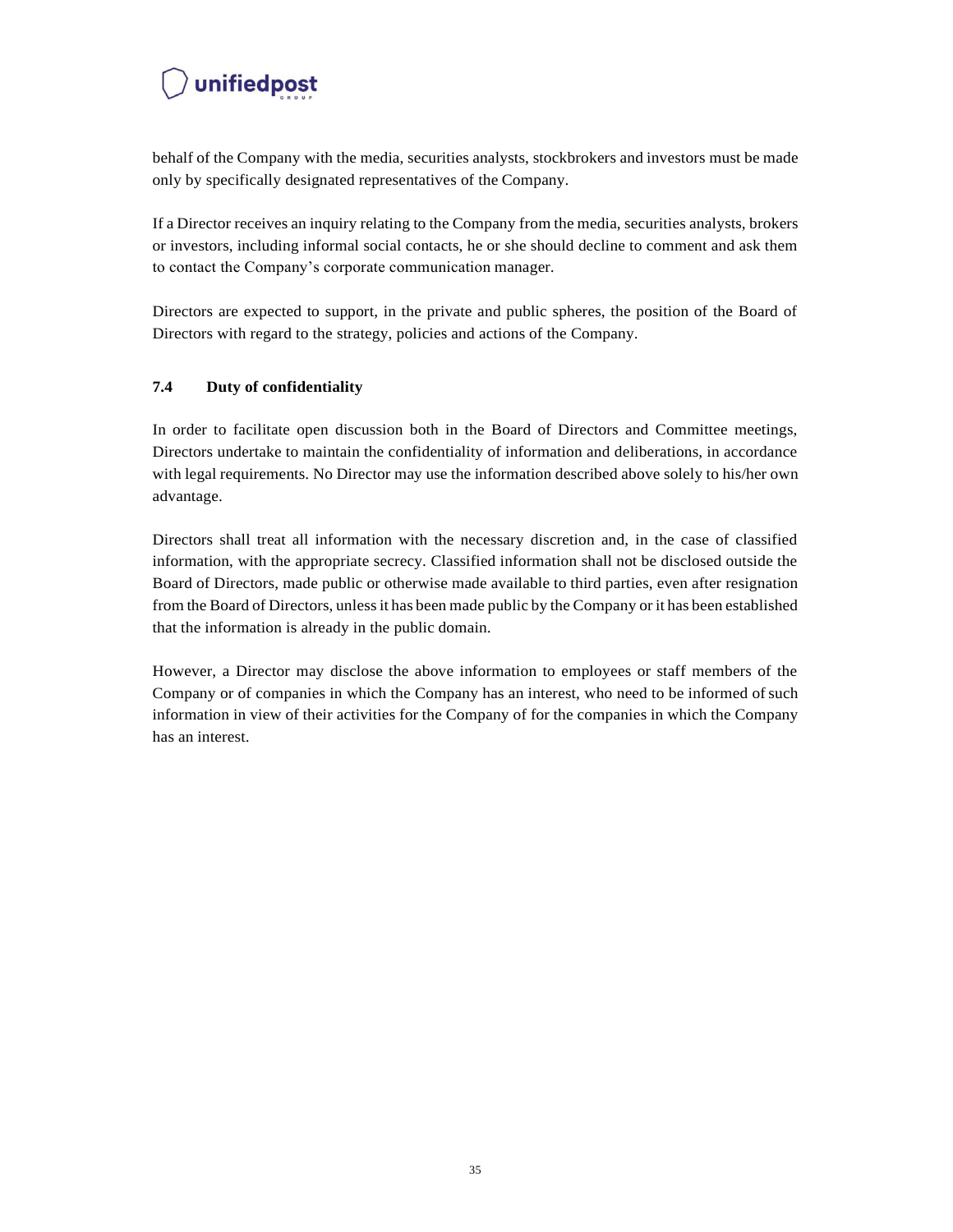behalf of the Company with the media, securities analysts, stockbrokers and investors must be made only by specifically designated representatives of the Company.

If a Director receives an inquiry relating to the Company from the media, securities analysts, brokers or investors, including informal social contacts, he or she should decline to comment and ask them to contact the Company's corporate communication manager.

Directors are expected to support, in the private and public spheres, the position of the Board of Directors with regard to the strategy, policies and actions of the Company.

### 7.4 Duty of confidentiality

In order to facilitate open discussion both in the Board of Directors and Committee meetings, Directors undertake to maintain the confidentiality of information and deliberations, in accordance with legal requirements. No Director may use the information described above solely to his/her own advantage.

Directors shall treat all information with the necessary discretion and, in the case of classified information, with the appropriate secrecy. Classified information shall not be disclosed outside the Board of Directors, made public or otherwise made available to third parties, even after resignation from the Board of Directors, unless it has been made public by the Company or it has been established that the information is already in the public domain.

However, a Director may disclose the above information to employees or staff members of the Company or of companies in which the Company has an interest, who need to be informed of such information in view of their activities for the Company of for the companies in which the Company has an interest.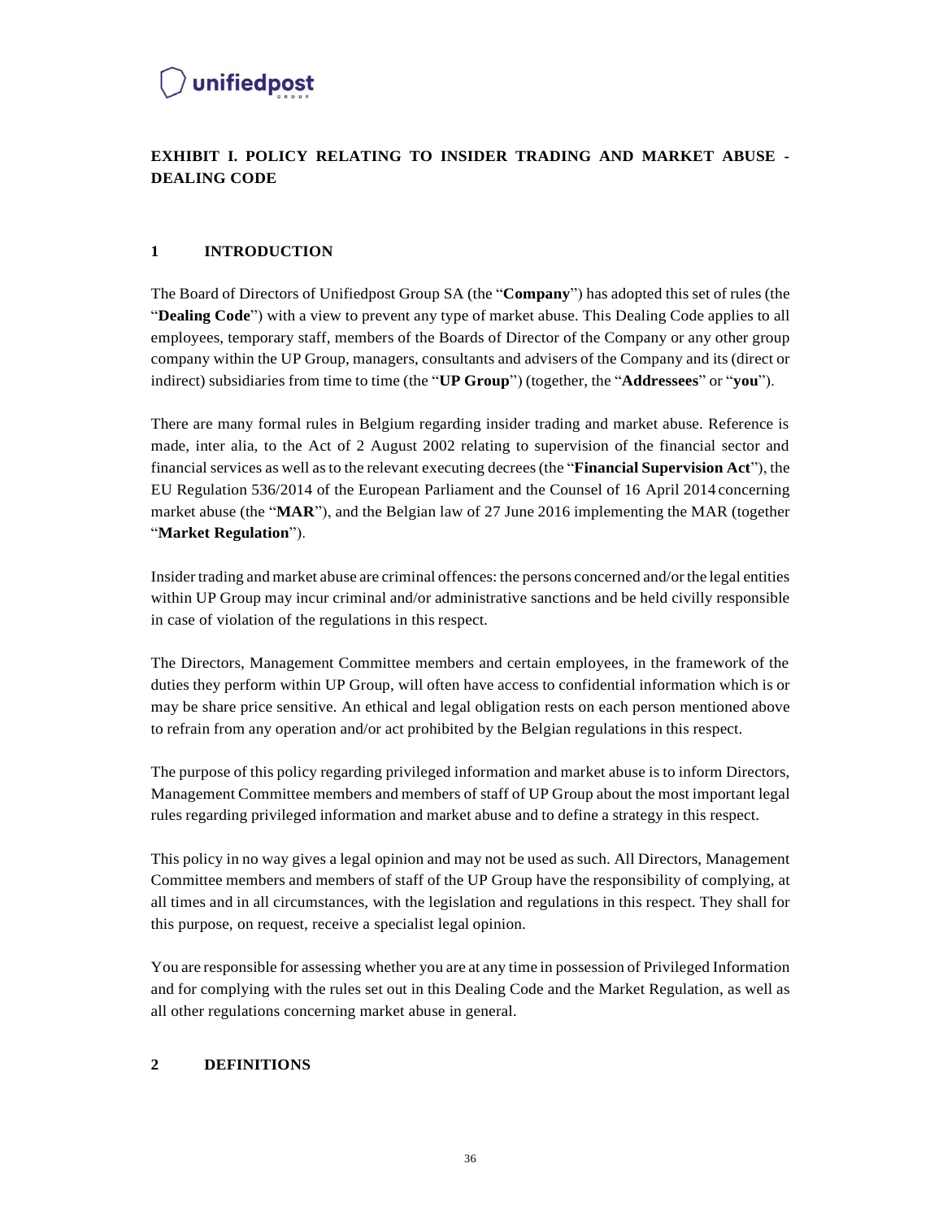## EXHIBIT I. POLICY RELATING TO INSIDER TRADING AND MARKET ABUSE - DEALING CODE

### 1 INTRODUCTION

The Board of Directors of Unifiedpost Group SA (the "**Company**") has adopted this set of rules (the "**Dealing Code**") with a view to prevent any type of market abuse. This Dealing Code applies to all employees, temporary staff, members of the Boards of Director of the Company or any other group company within the UP Group, managers, consultants and advisers of the Company and its (direct or indirect) subsidiaries from time to time (the "**UP Group**") (together, the "**Addressees**" or "**you**").

There are many formal rules in Belgium regarding insider trading and market abuse. Reference is made, inter alia, to the Act of 2 August 2002 relating to supervision of the financial sector and financial services as well as to the relevant executing decrees (the "**Financial Supervision Act**"), the EU Regulation 536/2014 of the European Parliament and the Counsel of 16 April 2014 concerning market abuse (the "**MAR**"), and the Belgian law of 27 June 2016 implementing the MAR (together "**Market Regulation**").

Insider trading and market abuse are criminal offences: the persons concerned and/or the legal entities within UP Group may incur criminal and/or administrative sanctions and be held civilly responsible in case of violation of the regulations in this respect.

The Directors, Management Committee members and certain employees, in the framework of the duties they perform within UP Group, will often have access to confidential information which is or may be share price sensitive. An ethical and legal obligation rests on each person mentioned above to refrain from any operation and/or act prohibited by the Belgian regulations in this respect.

The purpose of this policy regarding privileged information and market abuse is to inform Directors, Management Committee members and members of staff of UP Group about the most important legal rules regarding privileged information and market abuse and to define a strategy in this respect.

This policy in no way gives a legal opinion and may not be used as such. All Directors, Management Committee members and members of staff of the UP Group have the responsibility of complying, at all times and in all circumstances, with the legislation and regulations in this respect. They shall for this purpose, on request, receive a specialist legal opinion.

You are responsible for assessing whether you are at any time in possession of Privileged Information and for complying with the rules set out in this Dealing Code and the Market Regulation, as well as all other regulations concerning market abuse in general.

### 2 DEFINITIONS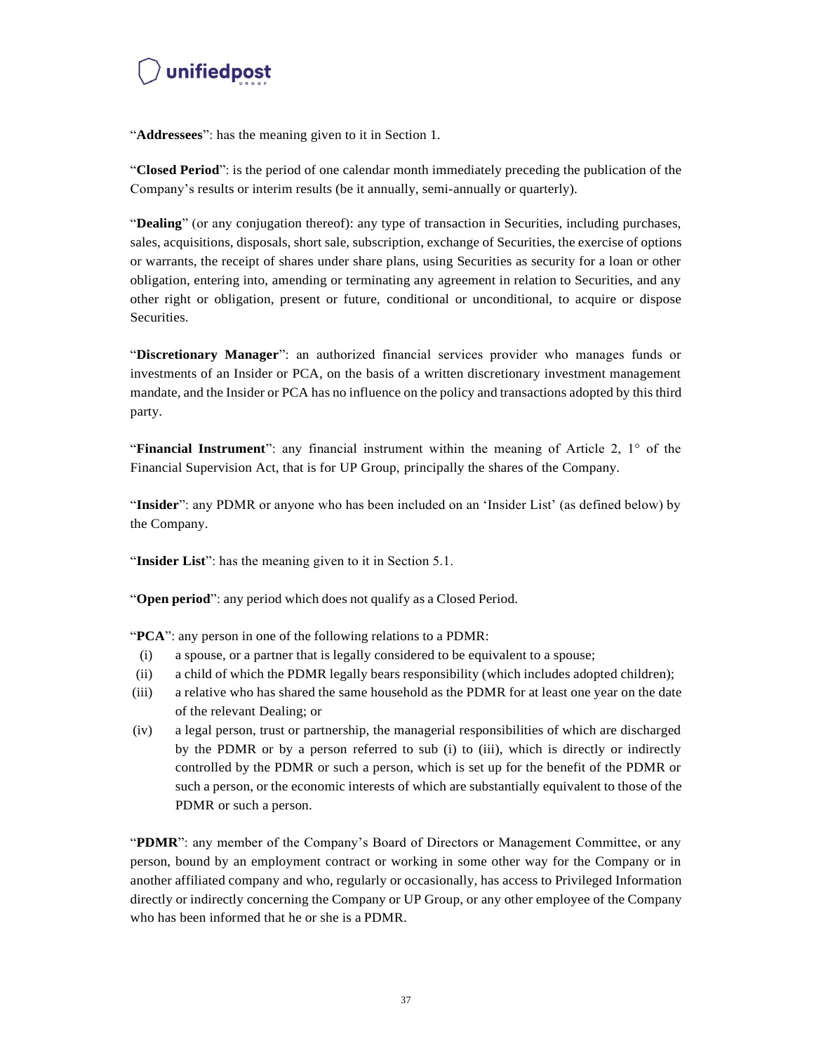"**Addressees**": has the meaning given to it in Section 1.

"**Closed Period**": is the period of one calendar month immediately preceding the publication of the Company's results or interim results (be it annually, semi-annually or quarterly).

"**Dealing**" (or any conjugation thereof): any type of transaction in Securities, including purchases, sales, acquisitions, disposals, short sale, subscription, exchange of Securities, the exercise of options or warrants, the receipt of shares under share plans, using Securities as security for a loan or other obligation, entering into, amending or terminating any agreement in relation to Securities, and any other right or obligation, present or future, conditional or unconditional, to acquire or dispose Securities.

"**Discretionary Manager**": an authorized financial services provider who manages funds or investments of an Insider or PCA, on the basis of a written discretionary investment management mandate, and the Insider or PCA has no influence on the policy and transactions adopted by this third party.

"**Financial Instrument**": any financial instrument within the meaning of Article 2, 1° of the Financial Supervision Act, that is for UP Group, principally the shares of the Company.

"**Insider**": any PDMR or anyone who has been included on an 'Insider List' (as defined below) by the Company.

"**Insider List**": has the meaning given to it in Section 5.1.

"**Open period**": any period which does not qualify as a Closed Period.

"**PCA**": any person in one of the following relations to a PDMR:

- (i) a spouse, or a partner that is legally considered to be equivalent to a spouse;
- (ii) a child of which the PDMR legally bears responsibility (which includes adopted children);
- (iii) a relative who has shared the same household as the PDMR for at least one year on the date of the relevant Dealing; or
- (iv) a legal person, trust or partnership, the managerial responsibilities of which are discharged by the PDMR or by a person referred to sub (i) to (iii), which is directly or indirectly controlled by the PDMR or such a person, which is set up for the benefit of the PDMR or such a person, or the economic interests of which are substantially equivalent to those of the PDMR or such a person.

"**PDMR**": any member of the Company's Board of Directors or Management Committee, or any person, bound by an employment contract or working in some other way for the Company or in another affiliated company and who, regularly or occasionally, has access to Privileged Information directly or indirectly concerning the Company or UP Group, or any other employee of the Company who has been informed that he or she is a PDMR.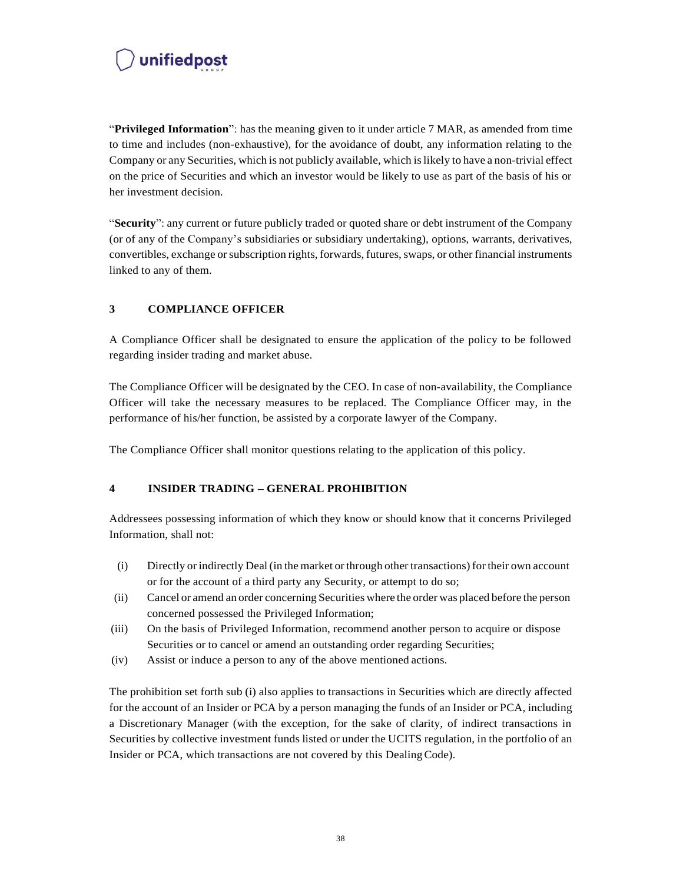"**Privileged Information**": has the meaning given to it under article 7 MAR, as amended from time to time and includes (non-exhaustive), for the avoidance of doubt, any information relating to the Company or any Securities, which is not publicly available, which is likely to have a non-trivial effect on the price of Securities and which an investor would be likely to use as part of the basis of his or her investment decision.

"**Security**": any current or future publicly traded or quoted share or debt instrument of the Company (or of any of the Company's subsidiaries or subsidiary undertaking), options, warrants, derivatives, convertibles, exchange or subscription rights, forwards, futures, swaps, or other financial instruments linked to any of them.

## 3 COMPLIANCE OFFICER

A Compliance Officer shall be designated to ensure the application of the policy to be followed regarding insider trading and market abuse.

The Compliance Officer will be designated by the CEO. In case of non-availability, the Compliance Officer will take the necessary measures to be replaced. The Compliance Officer may, in the performance of his/her function, be assisted by a corporate lawyer of the Company.

The Compliance Officer shall monitor questions relating to the application of this policy.

## 4 INSIDER TRADING – GENERAL PROHIBITION

Addressees possessing information of which they know or should know that it concerns Privileged Information, shall not:

- (i) Directly or indirectly Deal (in the market or through other transactions) for their own account or for the account of a third party any Security, or attempt to do so;
- (ii) Cancel or amend an order concerning Securities where the order was placed before the person concerned possessed the Privileged Information;
- (iii) On the basis of Privileged Information, recommend another person to acquire or dispose Securities or to cancel or amend an outstanding order regarding Securities;
- (iv) Assist or induce a person to any of the above mentioned actions.

The prohibition set forth sub (i) also applies to transactions in Securities which are directly affected for the account of an Insider or PCA by a person managing the funds of an Insider or PCA, including a Discretionary Manager (with the exception, for the sake of clarity, of indirect transactions in Securities by collective investment funds listed or under the UCITS regulation, in the portfolio of an Insider or PCA, which transactions are not covered by this Dealing Code).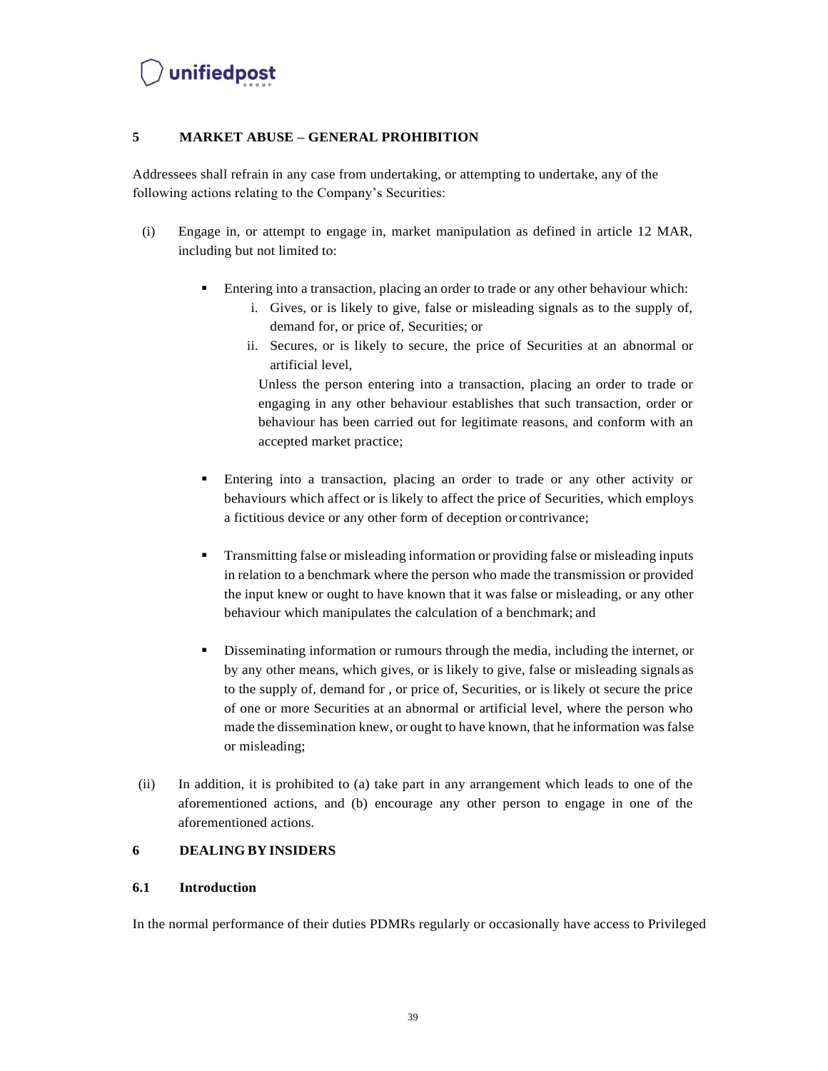## 5 MARKET ABUSE – GENERAL PROHIBITION

Addressees shall refrain in any case from undertaking, or attempting to undertake, any of the following actions relating to the Company's Securities:

(i) Engage in, or attempt to engage in, market manipulation as defined in article 12 MAR, including but not limited to:

- Entering into a transaction, placing an order to trade or any other behaviour which:
  i. Gives, or is likely to give, false or misleading signals as to the supply of, demand for, or price of, Securities; or
  ii. Secures, or is likely to secure, the price of Securities at an abnormal or artificial level,

  Unless the person entering into a transaction, placing an order to trade or engaging in any other behaviour establishes that such transaction, order or behaviour has been carried out for legitimate reasons, and conform with an accepted market practice;

- Entering into a transaction, placing an order to trade or any other activity or behaviours which affect or is likely to affect the price of Securities, which employs a fictitious device or any other form of deception or contrivance;

- Transmitting false or misleading information or providing false or misleading inputs in relation to a benchmark where the person who made the transmission or provided the input knew or ought to have known that it was false or misleading, or any other behaviour which manipulates the calculation of a benchmark; and

- Disseminating information or rumours through the media, including the internet, or by any other means, which gives, or is likely to give, false or misleading signals as to the supply of, demand for , or price of, Securities, or is likely ot secure the price of one or more Securities at an abnormal or artificial level, where the person who made the dissemination knew, or ought to have known, that he information was false or misleading;

(ii) In addition, it is prohibited to (a) take part in any arrangement which leads to one of the aforementioned actions, and (b) encourage any other person to engage in one of the aforementioned actions.

## 6 DEALING BY INSIDERS

### 6.1 Introduction

In the normal performance of their duties PDMRs regularly or occasionally have access to Privileged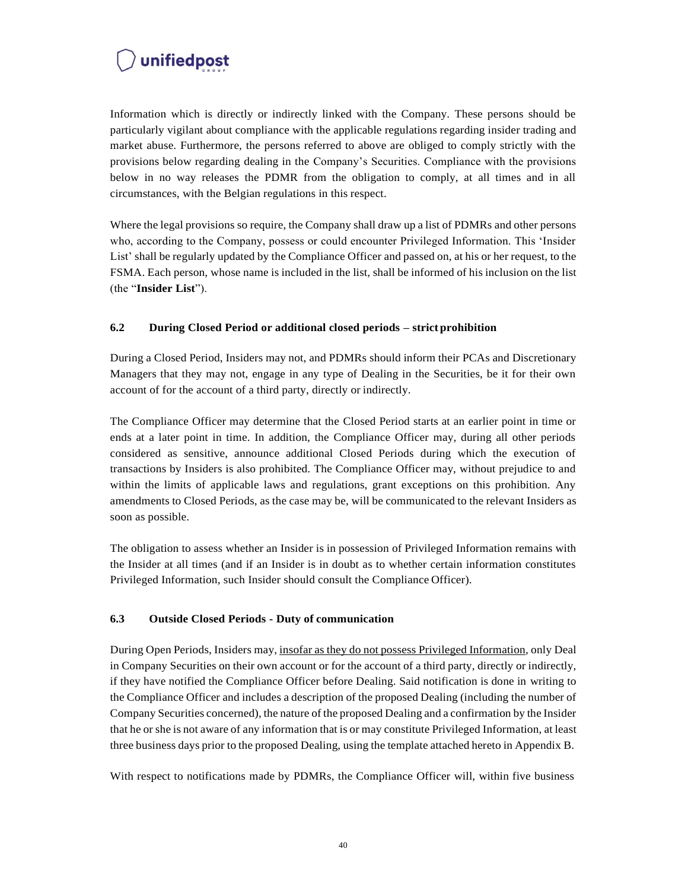Information which is directly or indirectly linked with the Company. These persons should be particularly vigilant about compliance with the applicable regulations regarding insider trading and market abuse. Furthermore, the persons referred to above are obliged to comply strictly with the provisions below regarding dealing in the Company's Securities. Compliance with the provisions below in no way releases the PDMR from the obligation to comply, at all times and in all circumstances, with the Belgian regulations in this respect.

Where the legal provisions so require, the Company shall draw up a list of PDMRs and other persons who, according to the Company, possess or could encounter Privileged Information. This 'Insider List' shall be regularly updated by the Compliance Officer and passed on, at his or her request, to the FSMA. Each person, whose name is included in the list, shall be informed of his inclusion on the list (the "**Insider List**").

### 6.2 During Closed Period or additional closed periods – strict prohibition

During a Closed Period, Insiders may not, and PDMRs should inform their PCAs and Discretionary Managers that they may not, engage in any type of Dealing in the Securities, be it for their own account of for the account of a third party, directly or indirectly.

The Compliance Officer may determine that the Closed Period starts at an earlier point in time or ends at a later point in time. In addition, the Compliance Officer may, during all other periods considered as sensitive, announce additional Closed Periods during which the execution of transactions by Insiders is also prohibited. The Compliance Officer may, without prejudice to and within the limits of applicable laws and regulations, grant exceptions on this prohibition. Any amendments to Closed Periods, as the case may be, will be communicated to the relevant Insiders as soon as possible.

The obligation to assess whether an Insider is in possession of Privileged Information remains with the Insider at all times (and if an Insider is in doubt as to whether certain information constitutes Privileged Information, such Insider should consult the Compliance Officer).

### 6.3 Outside Closed Periods - Duty of communication

During Open Periods, Insiders may, insofar as they do not possess Privileged Information, only Deal in Company Securities on their own account or for the account of a third party, directly or indirectly, if they have notified the Compliance Officer before Dealing. Said notification is done in writing to the Compliance Officer and includes a description of the proposed Dealing (including the number of Company Securities concerned), the nature of the proposed Dealing and a confirmation by the Insider that he or she is not aware of any information that is or may constitute Privileged Information, at least three business days prior to the proposed Dealing, using the template attached hereto in Appendix B.

With respect to notifications made by PDMRs, the Compliance Officer will, within five business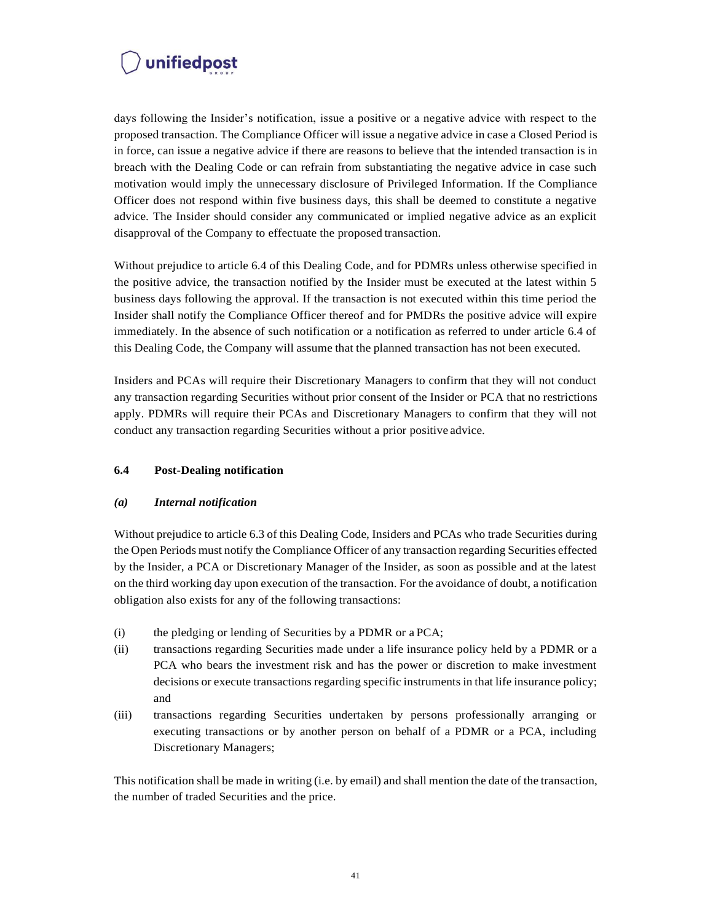days following the Insider's notification, issue a positive or a negative advice with respect to the proposed transaction. The Compliance Officer will issue a negative advice in case a Closed Period is in force, can issue a negative advice if there are reasons to believe that the intended transaction is in breach with the Dealing Code or can refrain from substantiating the negative advice in case such motivation would imply the unnecessary disclosure of Privileged Information. If the Compliance Officer does not respond within five business days, this shall be deemed to constitute a negative advice. The Insider should consider any communicated or implied negative advice as an explicit disapproval of the Company to effectuate the proposed transaction.

Without prejudice to article 6.4 of this Dealing Code, and for PDMRs unless otherwise specified in the positive advice, the transaction notified by the Insider must be executed at the latest within 5 business days following the approval. If the transaction is not executed within this time period the Insider shall notify the Compliance Officer thereof and for PMDRs the positive advice will expire immediately. In the absence of such notification or a notification as referred to under article 6.4 of this Dealing Code, the Company will assume that the planned transaction has not been executed.

Insiders and PCAs will require their Discretionary Managers to confirm that they will not conduct any transaction regarding Securities without prior consent of the Insider or PCA that no restrictions apply. PDMRs will require their PCAs and Discretionary Managers to confirm that they will not conduct any transaction regarding Securities without a prior positive advice.

### 6.4 Post-Dealing notification

#### *(a) Internal notification*

Without prejudice to article 6.3 of this Dealing Code, Insiders and PCAs who trade Securities during the Open Periods must notify the Compliance Officer of any transaction regarding Securities effected by the Insider, a PCA or Discretionary Manager of the Insider, as soon as possible and at the latest on the third working day upon execution of the transaction. For the avoidance of doubt, a notification obligation also exists for any of the following transactions:

(i) the pledging or lending of Securities by a PDMR or a PCA;

(ii) transactions regarding Securities made under a life insurance policy held by a PDMR or a PCA who bears the investment risk and has the power or discretion to make investment decisions or execute transactions regarding specific instruments in that life insurance policy; and

(iii) transactions regarding Securities undertaken by persons professionally arranging or executing transactions or by another person on behalf of a PDMR or a PCA, including Discretionary Managers;

This notification shall be made in writing (i.e. by email) and shall mention the date of the transaction, the number of traded Securities and the price.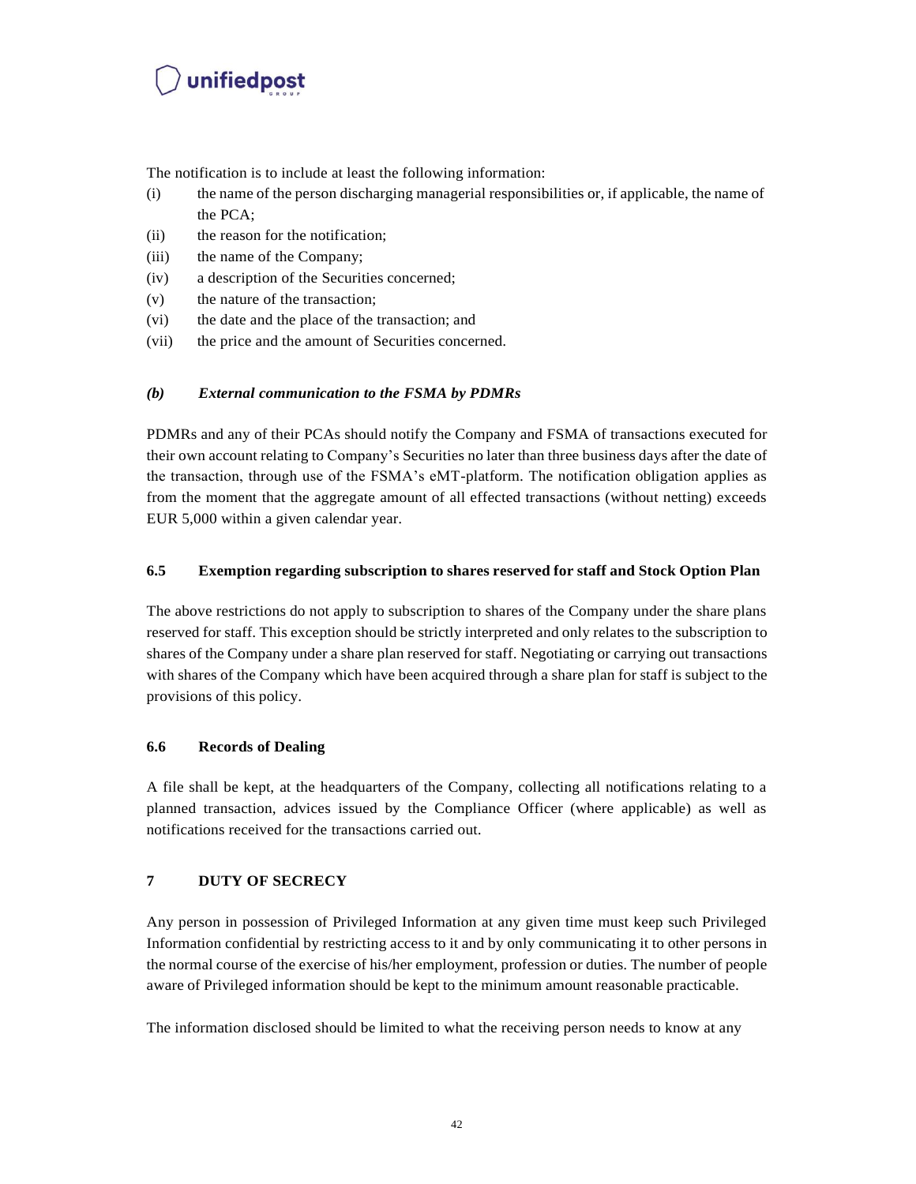The notification is to include at least the following information:

(i) the name of the person discharging managerial responsibilities or, if applicable, the name of the PCA;
(ii) the reason for the notification;
(iii) the name of the Company;
(iv) a description of the Securities concerned;
(v) the nature of the transaction;
(vi) the date and the place of the transaction; and
(vii) the price and the amount of Securities concerned.

#### *(b) External communication to the FSMA by PDMRs*

PDMRs and any of their PCAs should notify the Company and FSMA of transactions executed for their own account relating to Company's Securities no later than three business days after the date of the transaction, through use of the FSMA's eMT-platform. The notification obligation applies as from the moment that the aggregate amount of all effected transactions (without netting) exceeds EUR 5,000 within a given calendar year.

### 6.5 Exemption regarding subscription to shares reserved for staff and Stock Option Plan

The above restrictions do not apply to subscription to shares of the Company under the share plans reserved for staff. This exception should be strictly interpreted and only relates to the subscription to shares of the Company under a share plan reserved for staff. Negotiating or carrying out transactions with shares of the Company which have been acquired through a share plan for staff is subject to the provisions of this policy.

### 6.6 Records of Dealing

A file shall be kept, at the headquarters of the Company, collecting all notifications relating to a planned transaction, advices issued by the Compliance Officer (where applicable) as well as notifications received for the transactions carried out.

## 7 DUTY OF SECRECY

Any person in possession of Privileged Information at any given time must keep such Privileged Information confidential by restricting access to it and by only communicating it to other persons in the normal course of the exercise of his/her employment, profession or duties. The number of people aware of Privileged information should be kept to the minimum amount reasonable practicable.

The information disclosed should be limited to what the receiving person needs to know at any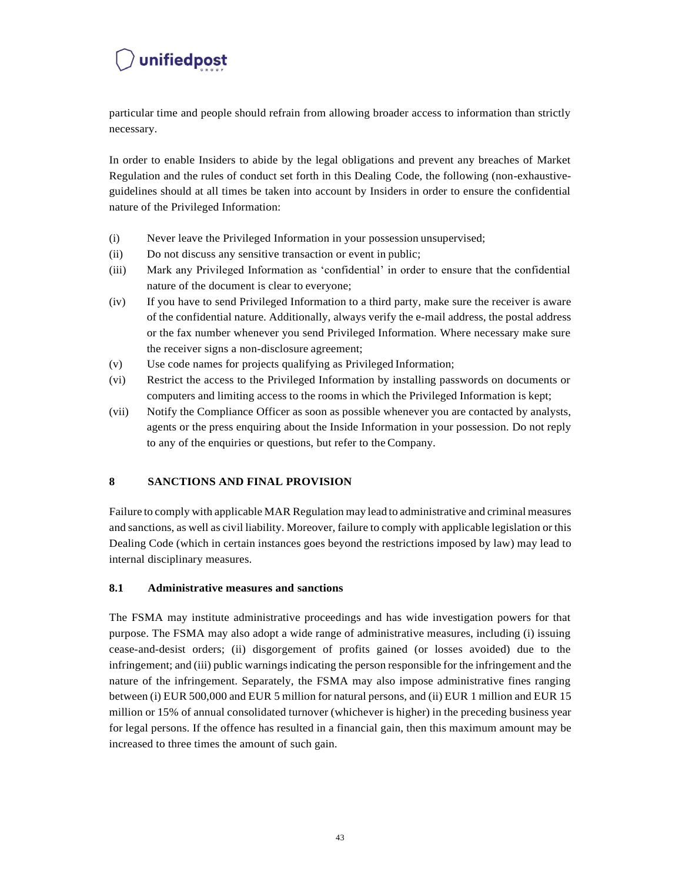particular time and people should refrain from allowing broader access to information than strictly necessary.

In order to enable Insiders to abide by the legal obligations and prevent any breaches of Market Regulation and the rules of conduct set forth in this Dealing Code, the following (non-exhaustive-guidelines should at all times be taken into account by Insiders in order to ensure the confidential nature of the Privileged Information:

(i) Never leave the Privileged Information in your possession unsupervised;
(ii) Do not discuss any sensitive transaction or event in public;
(iii) Mark any Privileged Information as 'confidential' in order to ensure that the confidential nature of the document is clear to everyone;
(iv) If you have to send Privileged Information to a third party, make sure the receiver is aware of the confidential nature. Additionally, always verify the e-mail address, the postal address or the fax number whenever you send Privileged Information. Where necessary make sure the receiver signs a non-disclosure agreement;
(v) Use code names for projects qualifying as Privileged Information;
(vi) Restrict the access to the Privileged Information by installing passwords on documents or computers and limiting access to the rooms in which the Privileged Information is kept;
(vii) Notify the Compliance Officer as soon as possible whenever you are contacted by analysts, agents or the press enquiring about the Inside Information in your possession. Do not reply to any of the enquiries or questions, but refer to the Company.

## 8 SANCTIONS AND FINAL PROVISION

Failure to comply with applicable MAR Regulation may lead to administrative and criminal measures and sanctions, as well as civil liability. Moreover, failure to comply with applicable legislation or this Dealing Code (which in certain instances goes beyond the restrictions imposed by law) may lead to internal disciplinary measures.

### 8.1 Administrative measures and sanctions

The FSMA may institute administrative proceedings and has wide investigation powers for that purpose. The FSMA may also adopt a wide range of administrative measures, including (i) issuing cease-and-desist orders; (ii) disgorgement of profits gained (or losses avoided) due to the infringement; and (iii) public warnings indicating the person responsible for the infringement and the nature of the infringement. Separately, the FSMA may also impose administrative fines ranging between (i) EUR 500,000 and EUR 5 million for natural persons, and (ii) EUR 1 million and EUR 15 million or 15% of annual consolidated turnover (whichever is higher) in the preceding business year for legal persons. If the offence has resulted in a financial gain, then this maximum amount may be increased to three times the amount of such gain.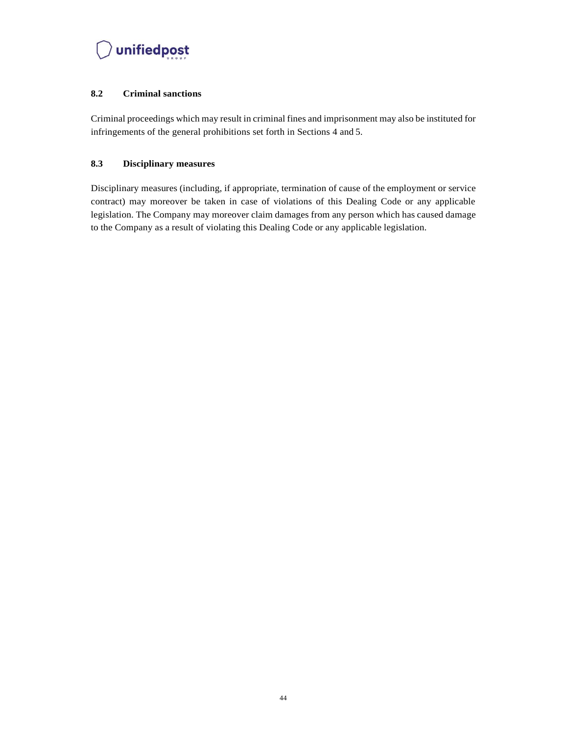### 8.2 Criminal sanctions

Criminal proceedings which may result in criminal fines and imprisonment may also be instituted for infringements of the general prohibitions set forth in Sections 4 and 5.

### 8.3 Disciplinary measures

Disciplinary measures (including, if appropriate, termination of cause of the employment or service contract) may moreover be taken in case of violations of this Dealing Code or any applicable legislation. The Company may moreover claim damages from any person which has caused damage to the Company as a result of violating this Dealing Code or any applicable legislation.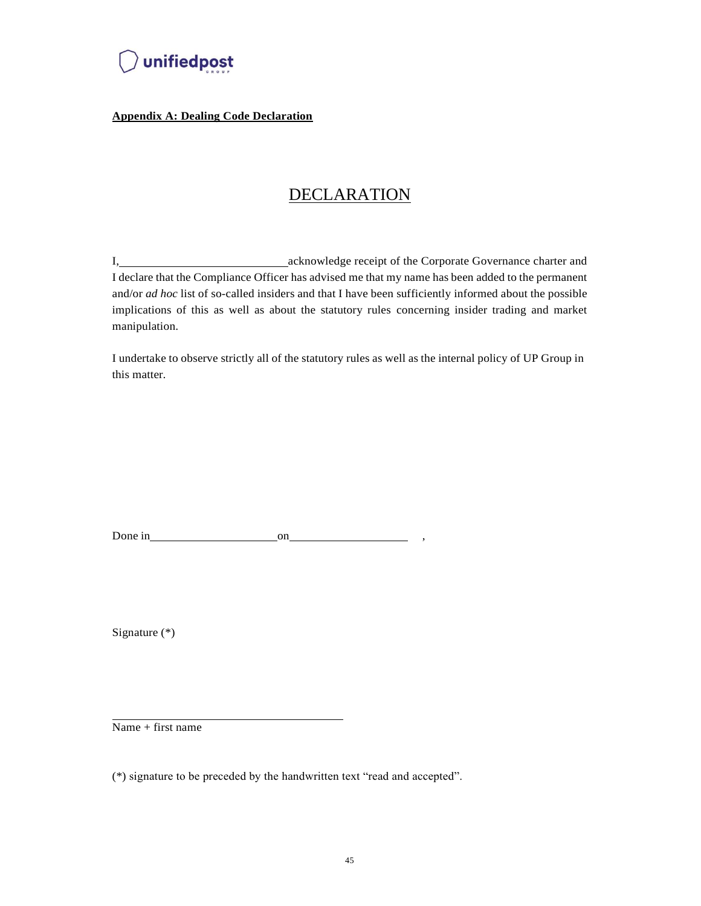**Appendix A: Dealing Code Declaration**

# DECLARATION

I, \_\_\_\_\_\_\_\_\_\_\_\_\_\_\_\_\_\_\_\_\_\_\_\_\_\_\_\_ acknowledge receipt of the Corporate Governance charter and I declare that the Compliance Officer has advised me that my name has been added to the permanent and/or *ad hoc* list of so-called insiders and that I have been sufficiently informed about the possible implications of this as well as about the statutory rules concerning insider trading and market manipulation.

I undertake to observe strictly all of the statutory rules as well as the internal policy of UP Group in this matter.

Done in \_\_\_\_\_\_\_\_\_\_\_\_\_\_\_\_\_\_\_\_\_\_ on \_\_\_\_\_\_\_\_\_\_\_\_\_\_\_\_\_\_\_\_\_ ,

Signature (*)

\_\_\_\_\_\_\_\_\_\_\_\_\_\_\_\_\_\_\_\_\_\_\_\_\_\_\_\_\_\_\_\_\_\_\_\_\_\_\_\_

Name + first name

(*) signature to be preceded by the handwritten text "read and accepted".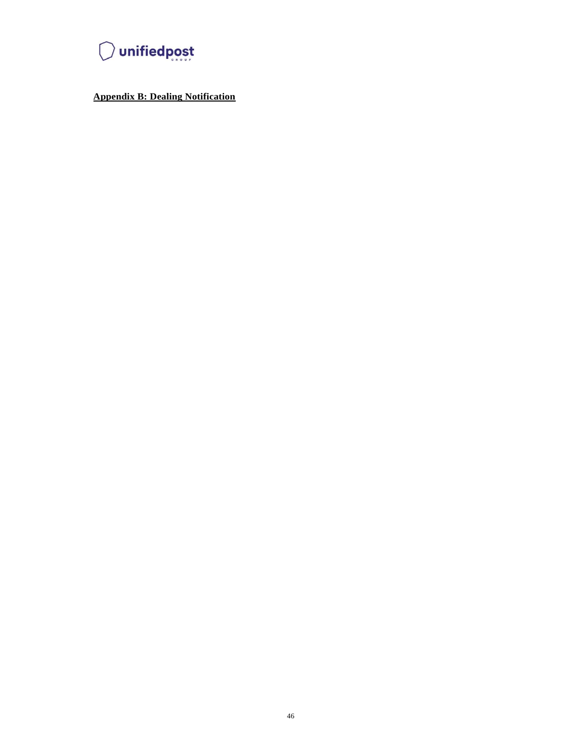**Appendix B: Dealing Notification**